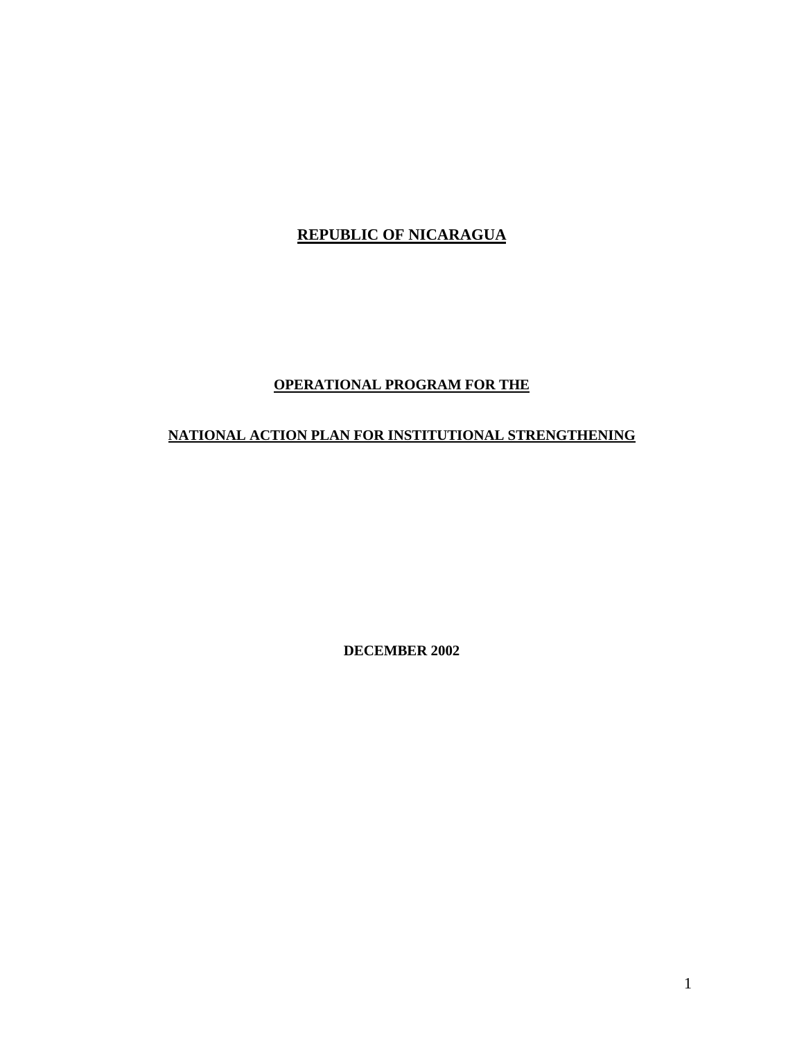# REPUBLIC OF NICARAGUA

## OPERATIONAL PROGRAM FOR THE

## NATIONAL ACTION PLAN FOR INSTITUTIONAL STRENGTHENING

**DECEMBER 2002**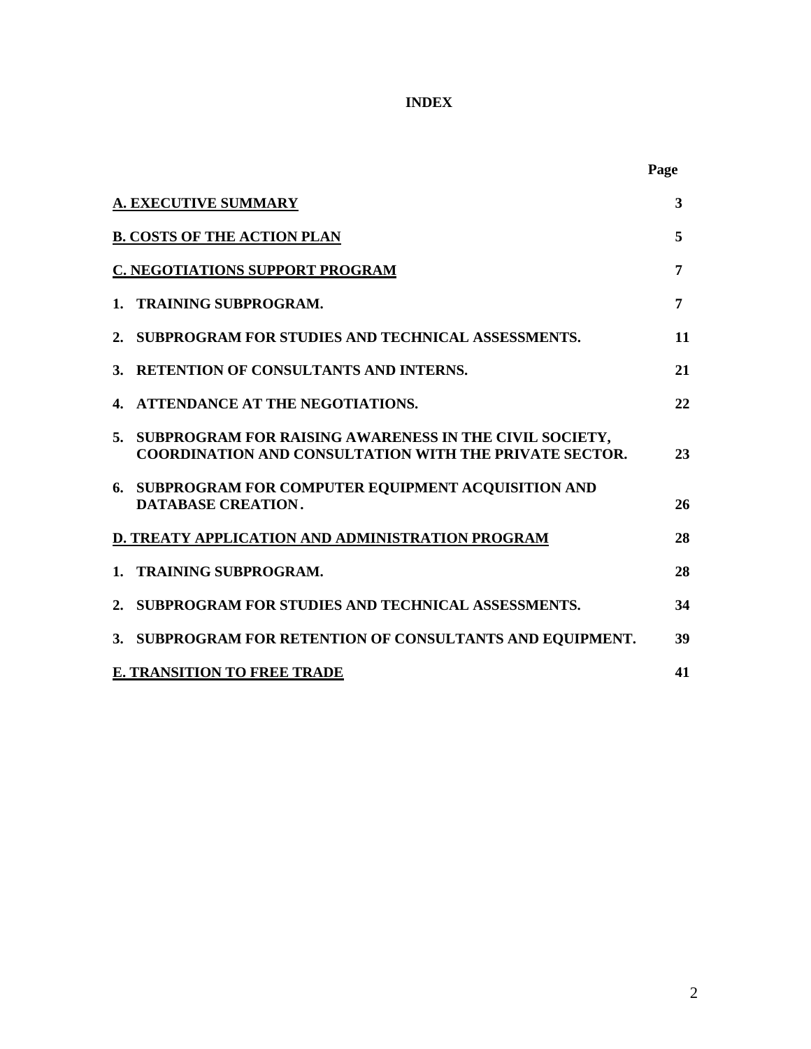# INDEX

| | Page |
|---|---|
| **A. EXECUTIVE SUMMARY** | **3** |
| **B. COSTS OF THE ACTION PLAN** | **5** |
| **C. NEGOTIATIONS SUPPORT PROGRAM** | **7** |
| **1. TRAINING SUBPROGRAM.** | **7** |
| **2. SUBPROGRAM FOR STUDIES AND TECHNICAL ASSESSMENTS.** | **11** |
| **3. RETENTION OF CONSULTANTS AND INTERNS.** | **21** |
| **4. ATTENDANCE AT THE NEGOTIATIONS.** | **22** |
| **5. SUBPROGRAM FOR RAISING AWARENESS IN THE CIVIL SOCIETY, COORDINATION AND CONSULTATION WITH THE PRIVATE SECTOR.** | **23** |
| **6. SUBPROGRAM FOR COMPUTER EQUIPMENT ACQUISITION AND DATABASE CREATION.** | **26** |
| **D. TREATY APPLICATION AND ADMINISTRATION PROGRAM** | **28** |
| **1. TRAINING SUBPROGRAM.** | **28** |
| **2. SUBPROGRAM FOR STUDIES AND TECHNICAL ASSESSMENTS.** | **34** |
| **3. SUBPROGRAM FOR RETENTION OF CONSULTANTS AND EQUIPMENT.** | **39** |
| **E. TRANSITION TO FREE TRADE** | **41** |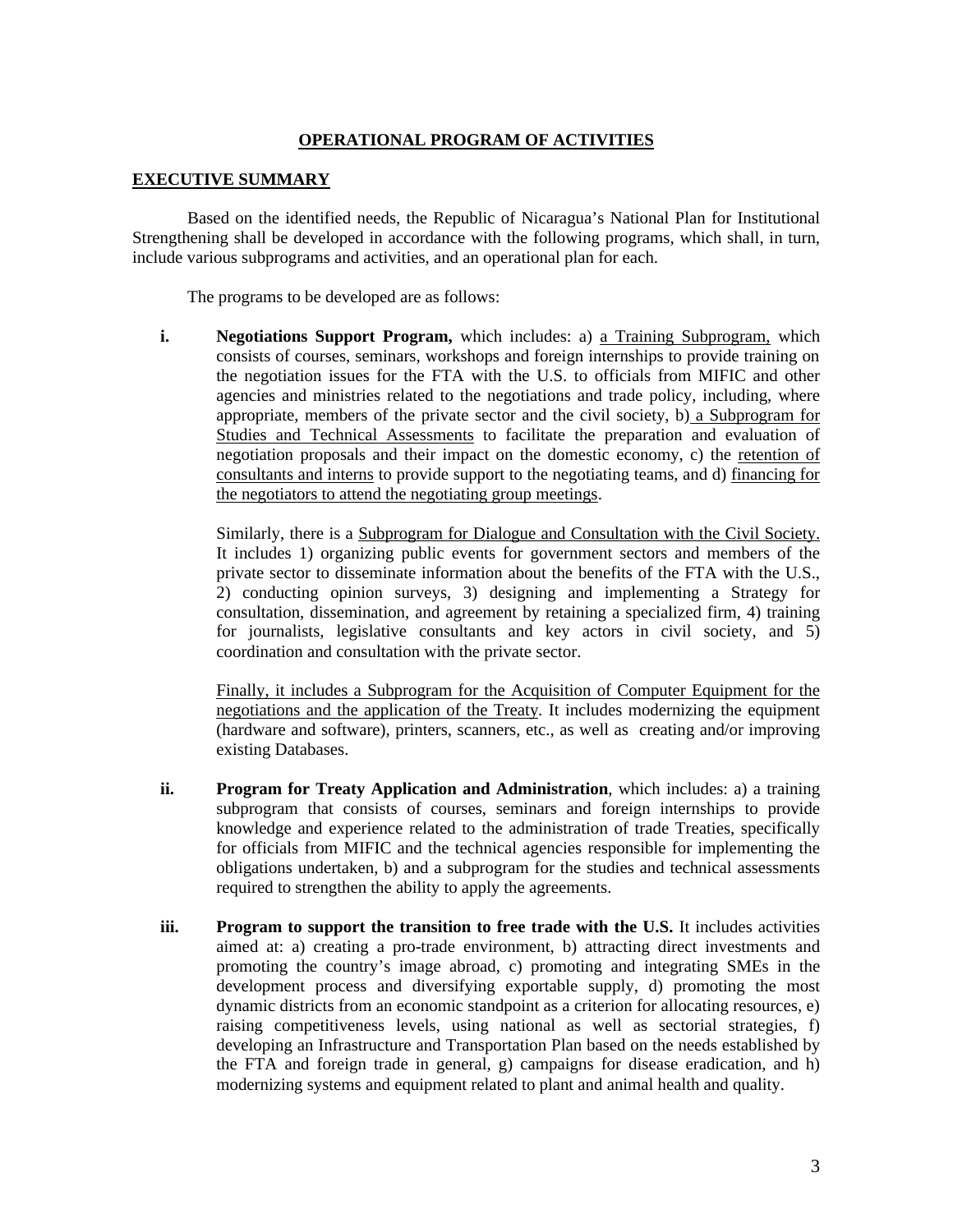# OPERATIONAL PROGRAM OF ACTIVITIES

## EXECUTIVE SUMMARY

Based on the identified needs, the Republic of Nicaragua's National Plan for Institutional Strengthening shall be developed in accordance with the following programs, which shall, in turn, include various subprograms and activities, and an operational plan for each.

The programs to be developed are as follows:

**i.** **Negotiations Support Program,** which includes: a) <u>a Training Subprogram,</u> which consists of courses, seminars, workshops and foreign internships to provide training on the negotiation issues for the FTA with the U.S. to officials from MIFIC and other agencies and ministries related to the negotiations and trade policy, including, where appropriate, members of the private sector and the civil society, b) <u>a Subprogram for Studies and Technical Assessments</u> to facilitate the preparation and evaluation of negotiation proposals and their impact on the domestic economy, c) the <u>retention of consultants and interns</u> to provide support to the negotiating teams, and d) <u>financing for the negotiators to attend the negotiating group meetings</u>.

Similarly, there is a <u>Subprogram for Dialogue and Consultation with the Civil Society.</u> It includes 1) organizing public events for government sectors and members of the private sector to disseminate information about the benefits of the FTA with the U.S., 2) conducting opinion surveys, 3) designing and implementing a Strategy for consultation, dissemination, and agreement by retaining a specialized firm, 4) training for journalists, legislative consultants and key actors in civil society, and 5) coordination and consultation with the private sector.

<u>Finally, it includes a Subprogram for the Acquisition of Computer Equipment for the negotiations and the application of the Treaty</u>. It includes modernizing the equipment (hardware and software), printers, scanners, etc., as well as creating and/or improving existing Databases.

**ii.** **Program for Treaty Application and Administration**, which includes: a) a training subprogram that consists of courses, seminars and foreign internships to provide knowledge and experience related to the administration of trade Treaties, specifically for officials from MIFIC and the technical agencies responsible for implementing the obligations undertaken, b) and a subprogram for the studies and technical assessments required to strengthen the ability to apply the agreements.

**iii.** **Program to support the transition to free trade with the U.S.** It includes activities aimed at: a) creating a pro-trade environment, b) attracting direct investments and promoting the country's image abroad, c) promoting and integrating SMEs in the development process and diversifying exportable supply, d) promoting the most dynamic districts from an economic standpoint as a criterion for allocating resources, e) raising competitiveness levels, using national as well as sectorial strategies, f) developing an Infrastructure and Transportation Plan based on the needs established by the FTA and foreign trade in general, g) campaigns for disease eradication, and h) modernizing systems and equipment related to plant and animal health and quality.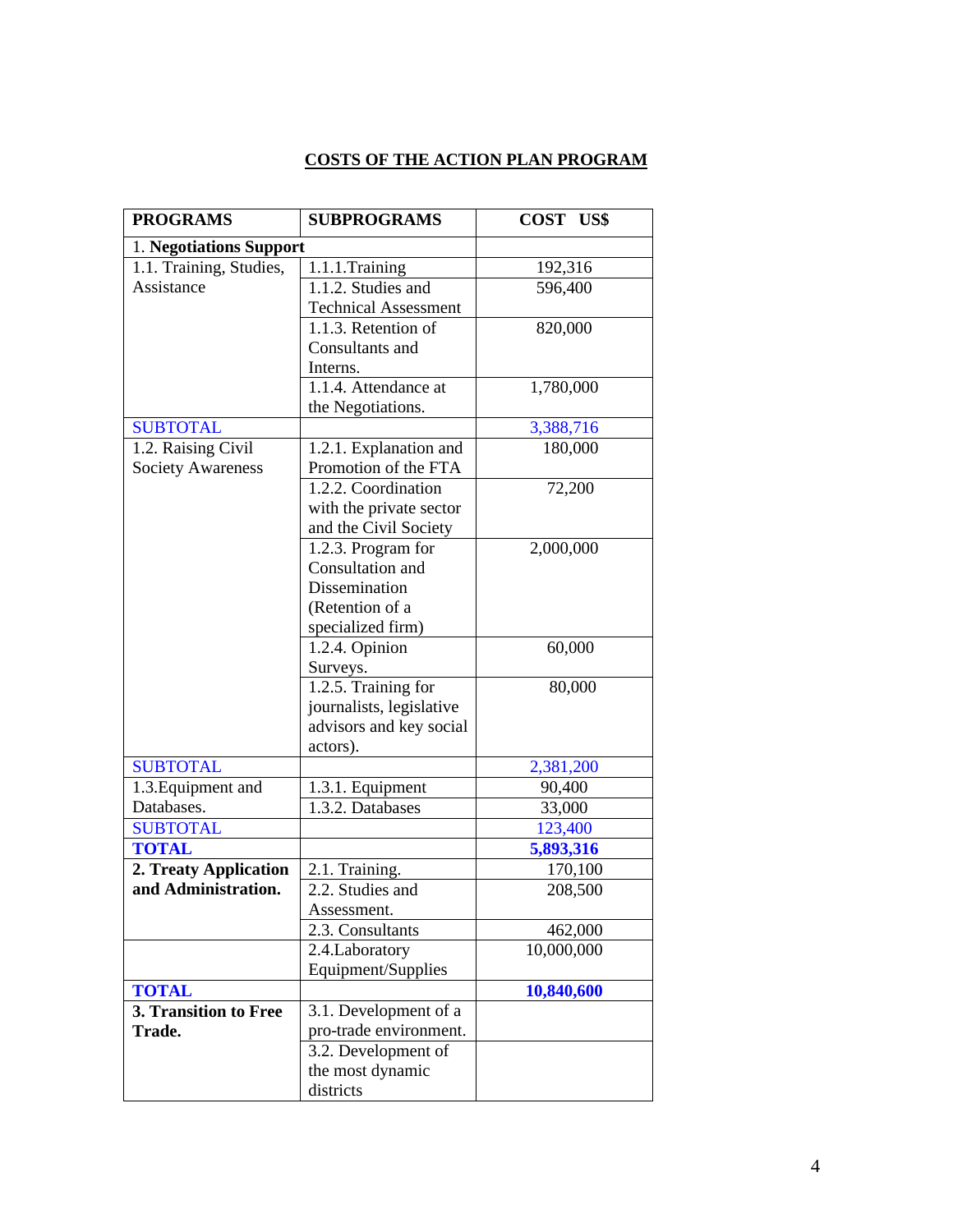## COSTS OF THE ACTION PLAN PROGRAM

| PROGRAMS | SUBPROGRAMS | COST US$ |
|---|---|---|
| 1. **Negotiations Support** | | |
| 1.1. Training, Studies, Assistance | 1.1.1.Training | 192,316 |
| | 1.1.2. Studies and Technical Assessment | 596,400 |
| | 1.1.3. Retention of Consultants and Interns. | 820,000 |
| | 1.1.4. Attendance at the Negotiations. | 1,780,000 |
| SUBTOTAL | | 3,388,716 |
| 1.2. Raising Civil Society Awareness | 1.2.1. Explanation and Promotion of the FTA | 180,000 |
| | 1.2.2. Coordination with the private sector and the Civil Society | 72,200 |
| | 1.2.3. Program for Consultation and Dissemination (Retention of a specialized firm) | 2,000,000 |
| | 1.2.4. Opinion Surveys. | 60,000 |
| | 1.2.5. Training for journalists, legislative advisors and key social actors). | 80,000 |
| SUBTOTAL | | 2,381,200 |
| 1.3.Equipment and Databases. | 1.3.1. Equipment | 90,400 |
| | 1.3.2. Databases | 33,000 |
| SUBTOTAL | | 123,400 |
| **TOTAL** | | **5,893,316** |
| **2. Treaty Application and Administration.** | 2.1. Training. | 170,100 |
| | 2.2. Studies and Assessment. | 208,500 |
| | 2.3. Consultants | 462,000 |
| | 2.4.Laboratory Equipment/Supplies | 10,000,000 |
| **TOTAL** | | **10,840,600** |
| **3. Transition to Free Trade.** | 3.1. Development of a pro-trade environment. | |
| | 3.2. Development of the most dynamic districts | |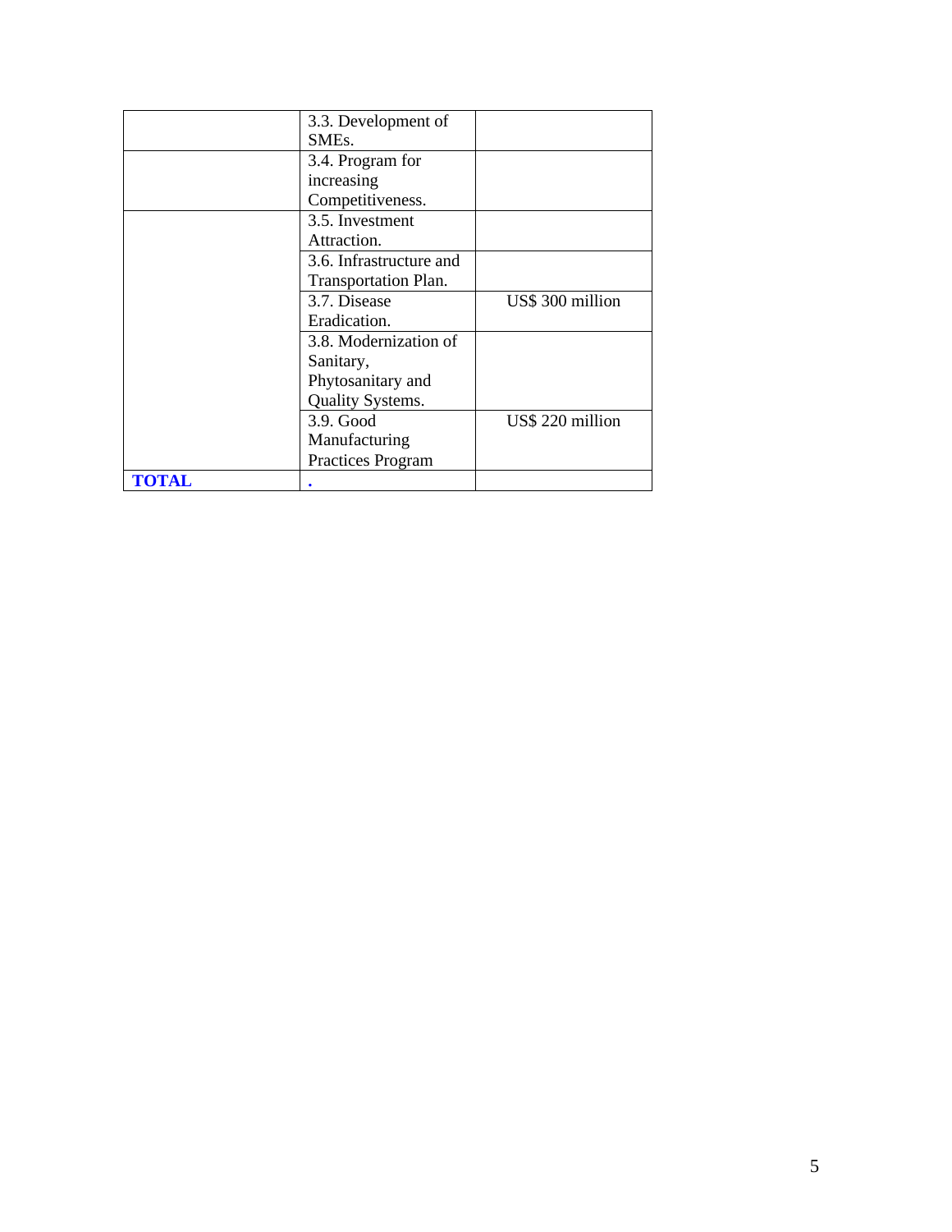| | | |
|---|---|---|
| | 3.3. Development of SMEs. | |
| | 3.4. Program for increasing Competitiveness. | |
| | 3.5. Investment Attraction. | |
| | 3.6. Infrastructure and Transportation Plan. | |
| | 3.7. Disease Eradication. | US$ 300 million |
| | 3.8. Modernization of Sanitary, Phytosanitary and Quality Systems. | |
| | 3.9. Good Manufacturing Practices Program | US$ 220 million |
| **TOTAL** | **.** | |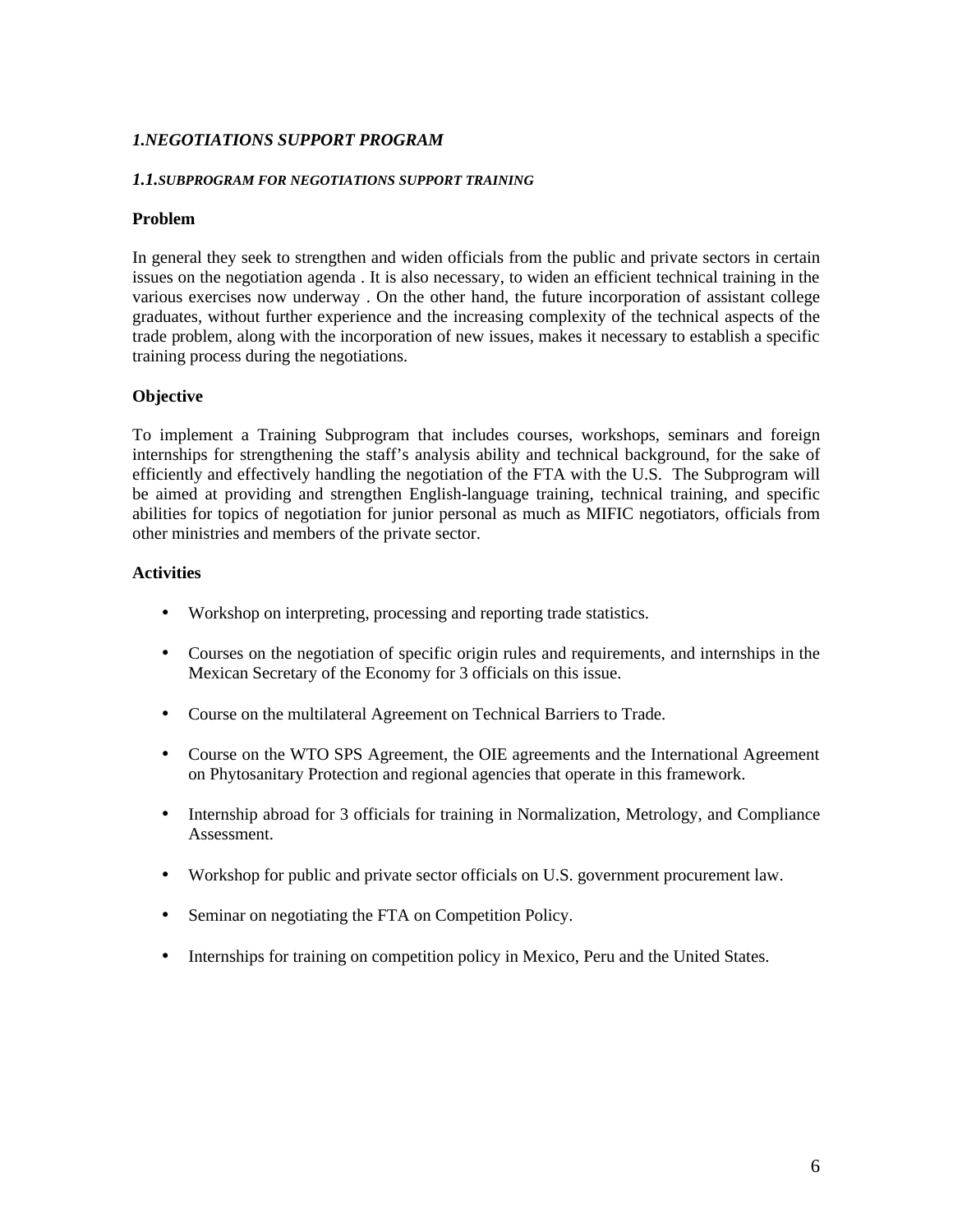## *1.NEGOTIATIONS SUPPORT PROGRAM*

### *1.1.SUBPROGRAM FOR NEGOTIATIONS SUPPORT TRAINING*

**Problem**

In general they seek to strengthen and widen officials from the public and private sectors in certain issues on the negotiation agenda . It is also necessary, to widen an efficient technical training in the various exercises now underway . On the other hand, the future incorporation of assistant college graduates, without further experience and the increasing complexity of the technical aspects of the trade problem, along with the incorporation of new issues, makes it necessary to establish a specific training process during the negotiations.

**Objective**

To implement a Training Subprogram that includes courses, workshops, seminars and foreign internships for strengthening the staff's analysis ability and technical background, for the sake of efficiently and effectively handling the negotiation of the FTA with the U.S. The Subprogram will be aimed at providing and strengthen English-language training, technical training, and specific abilities for topics of negotiation for junior personal as much as MIFIC negotiators, officials from other ministries and members of the private sector.

**Activities**

- Workshop on interpreting, processing and reporting trade statistics.
- Courses on the negotiation of specific origin rules and requirements, and internships in the Mexican Secretary of the Economy for 3 officials on this issue.
- Course on the multilateral Agreement on Technical Barriers to Trade.
- Course on the WTO SPS Agreement, the OIE agreements and the International Agreement on Phytosanitary Protection and regional agencies that operate in this framework.
- Internship abroad for 3 officials for training in Normalization, Metrology, and Compliance Assessment.
- Workshop for public and private sector officials on U.S. government procurement law.
- Seminar on negotiating the FTA on Competition Policy.
- Internships for training on competition policy in Mexico, Peru and the United States.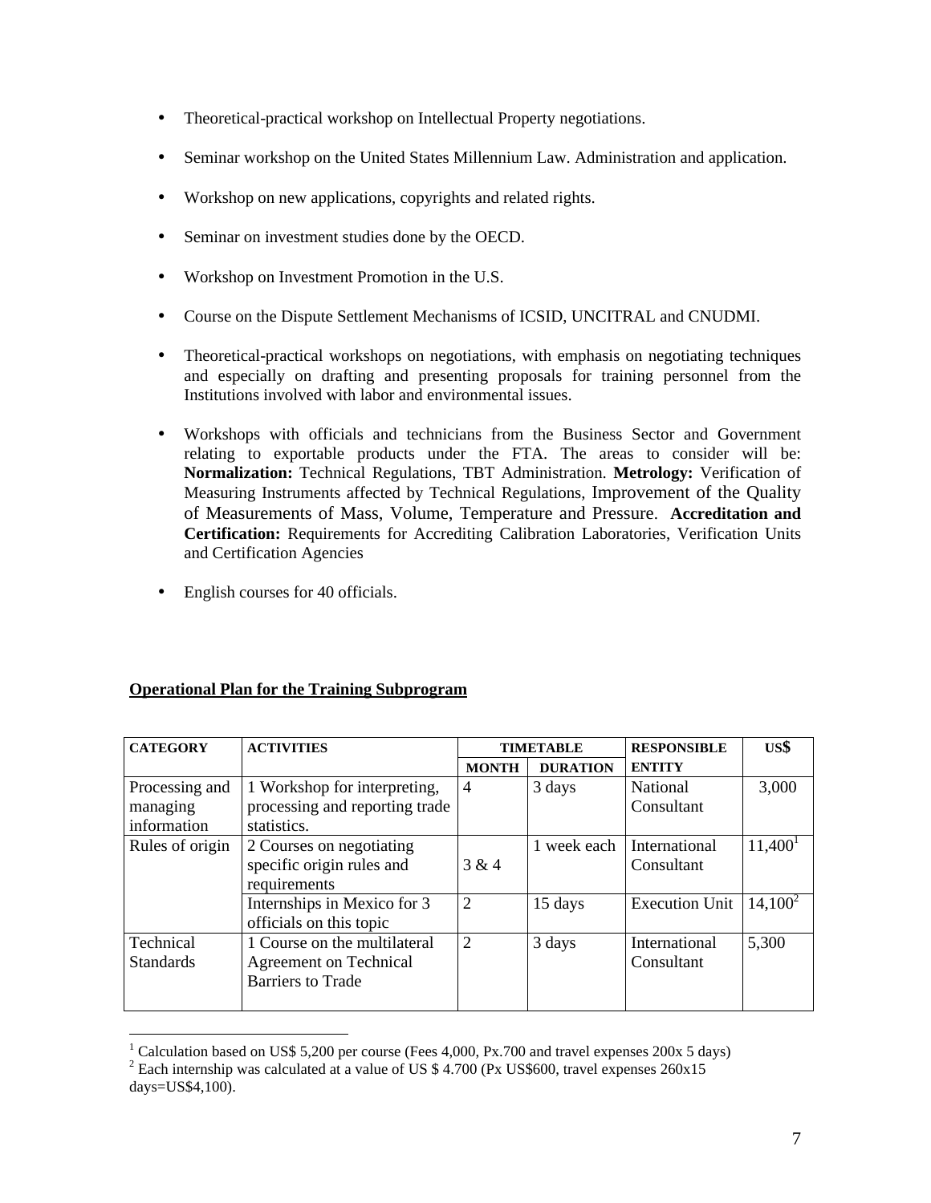- Theoretical-practical workshop on Intellectual Property negotiations.
- Seminar workshop on the United States Millennium Law. Administration and application.
- Workshop on new applications, copyrights and related rights.
- Seminar on investment studies done by the OECD.
- Workshop on Investment Promotion in the U.S.
- Course on the Dispute Settlement Mechanisms of ICSID, UNCITRAL and CNUDMI.
- Theoretical-practical workshops on negotiations, with emphasis on negotiating techniques and especially on drafting and presenting proposals for training personnel from the Institutions involved with labor and environmental issues.
- Workshops with officials and technicians from the Business Sector and Government relating to exportable products under the FTA. The areas to consider will be: **Normalization:** Technical Regulations, TBT Administration. **Metrology:** Verification of Measuring Instruments affected by Technical Regulations, Improvement of the Quality of Measurements of Mass, Volume, Temperature and Pressure. **Accreditation and Certification:** Requirements for Accrediting Calibration Laboratories, Verification Units and Certification Agencies
- English courses for 40 officials.

**Operational Plan for the Training Subprogram**

| CATEGORY | ACTIVITIES | TIMETABLE | | RESPONSIBLE ENTITY | US$ |
|---|---|---|---|---|---|
| | | MONTH | DURATION | | |
| Processing and managing information | 1 Workshop for interpreting, processing and reporting trade statistics. | 4 | 3 days | National Consultant | 3,000 |
| Rules of origin | 2 Courses on negotiating specific origin rules and requirements | 3 & 4 | 1 week each | International Consultant | 11,400[1] |
| | Internships in Mexico for 3 officials on this topic | 2 | 15 days | Execution Unit | 14,100[2] |
| Technical Standards | 1 Course on the multilateral Agreement on Technical Barriers to Trade | 2 | 3 days | International Consultant | 5,300 |

[1] Calculation based on US$ 5,200 per course (Fees 4,000, Px.700 and travel expenses 200x 5 days)

[2] Each internship was calculated at a value of US $ 4.700 (Px US$600, travel expenses 260x15 days=US$4,100).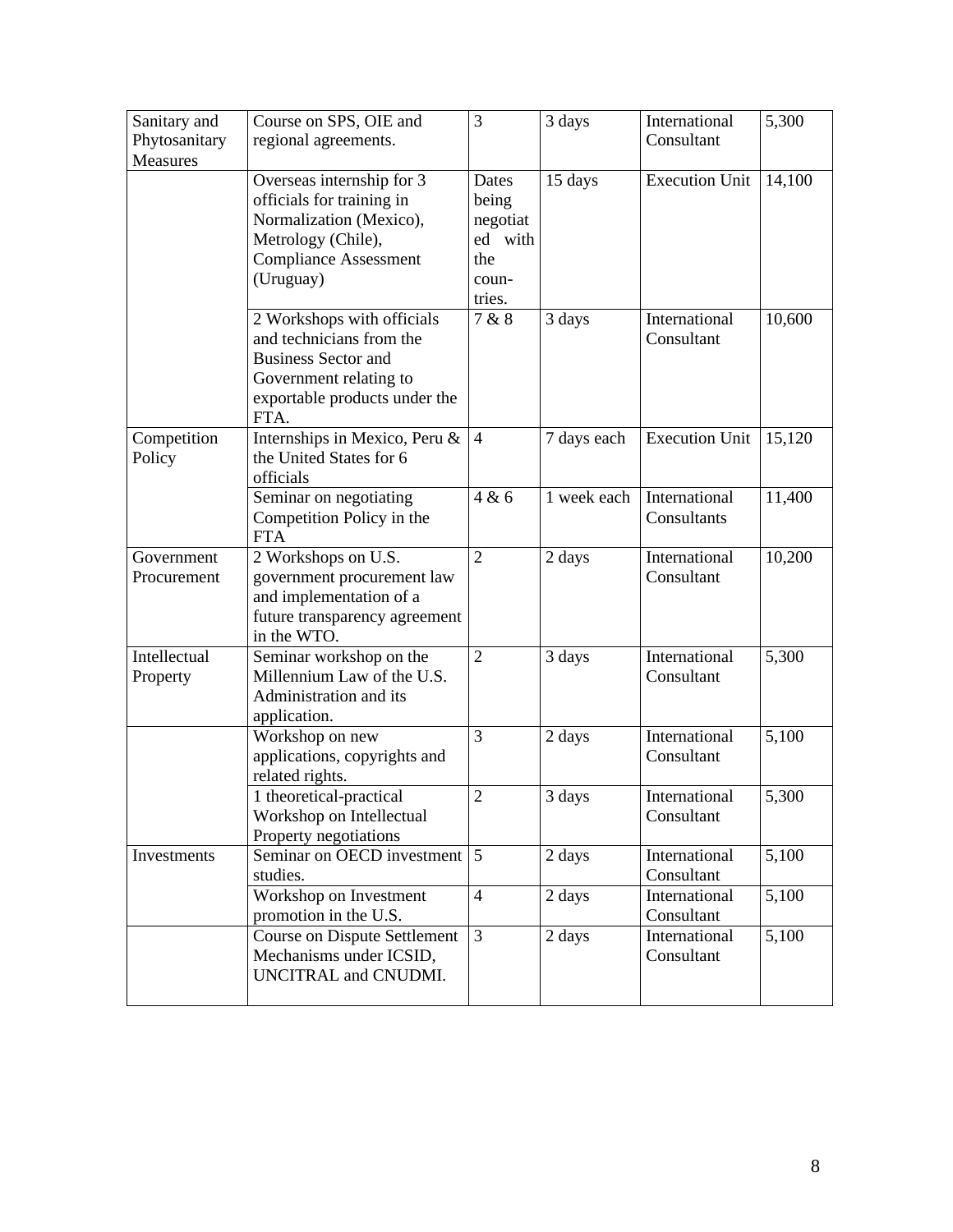| Sanitary and Phytosanitary Measures | Course on SPS, OIE and regional agreements. | 3 | 3 days | International Consultant | 5,300 |
|---|---|---|---|---|---|
| | Overseas internship for 3 officials for training in Normalization (Mexico), Metrology (Chile), Compliance Assessment (Uruguay) | Dates being negotiated with the countries. | 15 days | Execution Unit | 14,100 |
| | 2 Workshops with officials and technicians from the Business Sector and Government relating to exportable products under the FTA. | 7 & 8 | 3 days | International Consultant | 10,600 |
| Competition Policy | Internships in Mexico, Peru & the United States for 6 officials | 4 | 7 days each | Execution Unit | 15,120 |
| | Seminar on negotiating Competition Policy in the FTA | 4 & 6 | 1 week each | International Consultants | 11,400 |
| Government Procurement | 2 Workshops on U.S. government procurement law and implementation of a future transparency agreement in the WTO. | 2 | 2 days | International Consultant | 10,200 |
| Intellectual Property | Seminar workshop on the Millennium Law of the U.S. Administration and its application. | 2 | 3 days | International Consultant | 5,300 |
| | Workshop on new applications, copyrights and related rights. | 3 | 2 days | International Consultant | 5,100 |
| | 1 theoretical-practical Workshop on Intellectual Property negotiations | 2 | 3 days | International Consultant | 5,300 |
| Investments | Seminar on OECD investment studies. | 5 | 2 days | International Consultant | 5,100 |
| | Workshop on Investment promotion in the U.S. | 4 | 2 days | International Consultant | 5,100 |
| | Course on Dispute Settlement Mechanisms under ICSID, UNCITRAL and CNUDMI. | 3 | 2 days | International Consultant | 5,100 |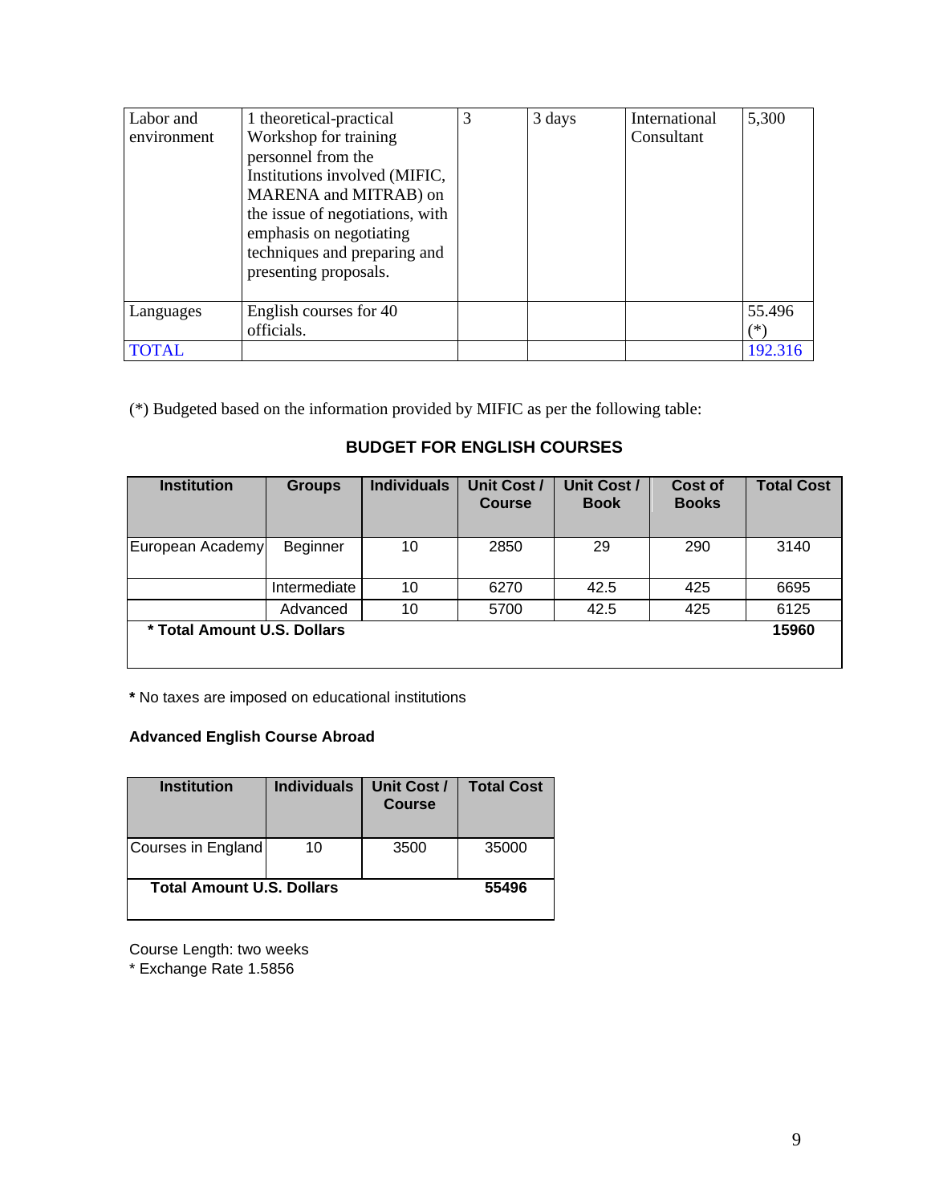| Labor and environment | 1 theoretical-practical Workshop for training personnel from the Institutions involved (MIFIC, MARENA and MITRAB) on the issue of negotiations, with emphasis on negotiating techniques and preparing and presenting proposals. | 3 | 3 days | International Consultant | 5,300 |
|---|---|---|---|---|---|
| Languages | English courses for 40 officials. | | | | 55.496 (*) |
| TOTAL | | | | | 192.316 |

(*) Budgeted based on the information provided by MIFIC as per the following table:

**BUDGET FOR ENGLISH COURSES**

| Institution | Groups | Individuals | Unit Cost / Course | Unit Cost / Book | Cost of Books | Total Cost |
|---|---|---|---|---|---|---|
| European Academy | Beginner | 10 | 2850 | 29 | 290 | 3140 |
| | Intermediate | 10 | 6270 | 42.5 | 425 | 6695 |
| | Advanced | 10 | 5700 | 42.5 | 425 | 6125 |
| **\* Total Amount U.S. Dollars** | | | | | | **15960** |

**\*** No taxes are imposed on educational institutions

**Advanced English Course Abroad**

| Institution | Individuals | Unit Cost / Course | Total Cost |
|---|---|---|---|
| Courses in England | 10 | 3500 | 35000 |
| **Total Amount U.S. Dollars** | | | **55496** |

Course Length: two weeks
\* Exchange Rate 1.5856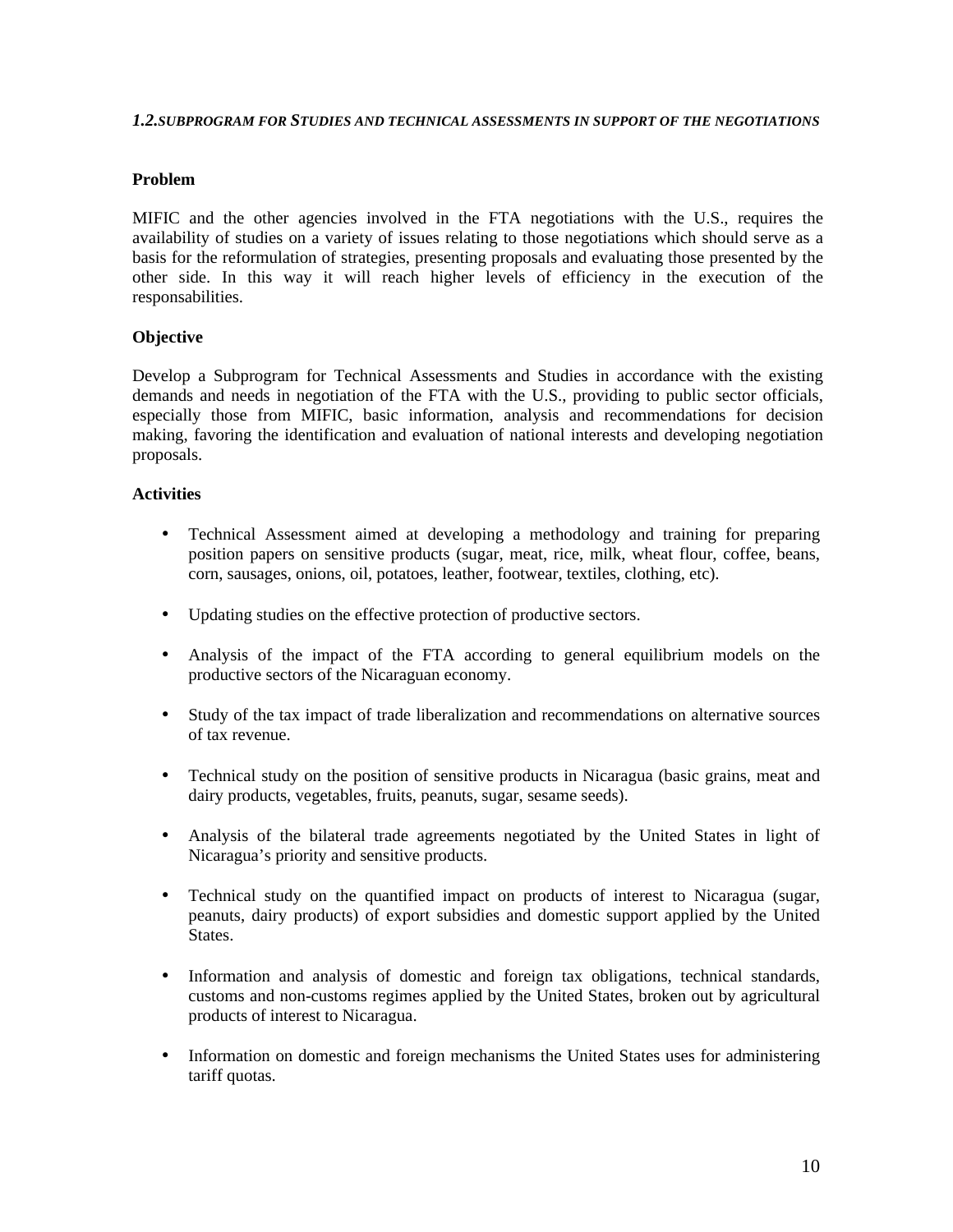### *1.2.SUBPROGRAM FOR STUDIES AND TECHNICAL ASSESSMENTS IN SUPPORT OF THE NEGOTIATIONS*

**Problem**

MIFIC and the other agencies involved in the FTA negotiations with the U.S., requires the availability of studies on a variety of issues relating to those negotiations which should serve as a basis for the reformulation of strategies, presenting proposals and evaluating those presented by the other side. In this way it will reach higher levels of efficiency in the execution of the responsabilities.

**Objective**

Develop a Subprogram for Technical Assessments and Studies in accordance with the existing demands and needs in negotiation of the FTA with the U.S., providing to public sector officials, especially those from MIFIC, basic information, analysis and recommendations for decision making, favoring the identification and evaluation of national interests and developing negotiation proposals.

**Activities**

- Technical Assessment aimed at developing a methodology and training for preparing position papers on sensitive products (sugar, meat, rice, milk, wheat flour, coffee, beans, corn, sausages, onions, oil, potatoes, leather, footwear, textiles, clothing, etc).

- Updating studies on the effective protection of productive sectors.

- Analysis of the impact of the FTA according to general equilibrium models on the productive sectors of the Nicaraguan economy.

- Study of the tax impact of trade liberalization and recommendations on alternative sources of tax revenue.

- Technical study on the position of sensitive products in Nicaragua (basic grains, meat and dairy products, vegetables, fruits, peanuts, sugar, sesame seeds).

- Analysis of the bilateral trade agreements negotiated by the United States in light of Nicaragua's priority and sensitive products.

- Technical study on the quantified impact on products of interest to Nicaragua (sugar, peanuts, dairy products) of export subsidies and domestic support applied by the United States.

- Information and analysis of domestic and foreign tax obligations, technical standards, customs and non-customs regimes applied by the United States, broken out by agricultural products of interest to Nicaragua.

- Information on domestic and foreign mechanisms the United States uses for administering tariff quotas.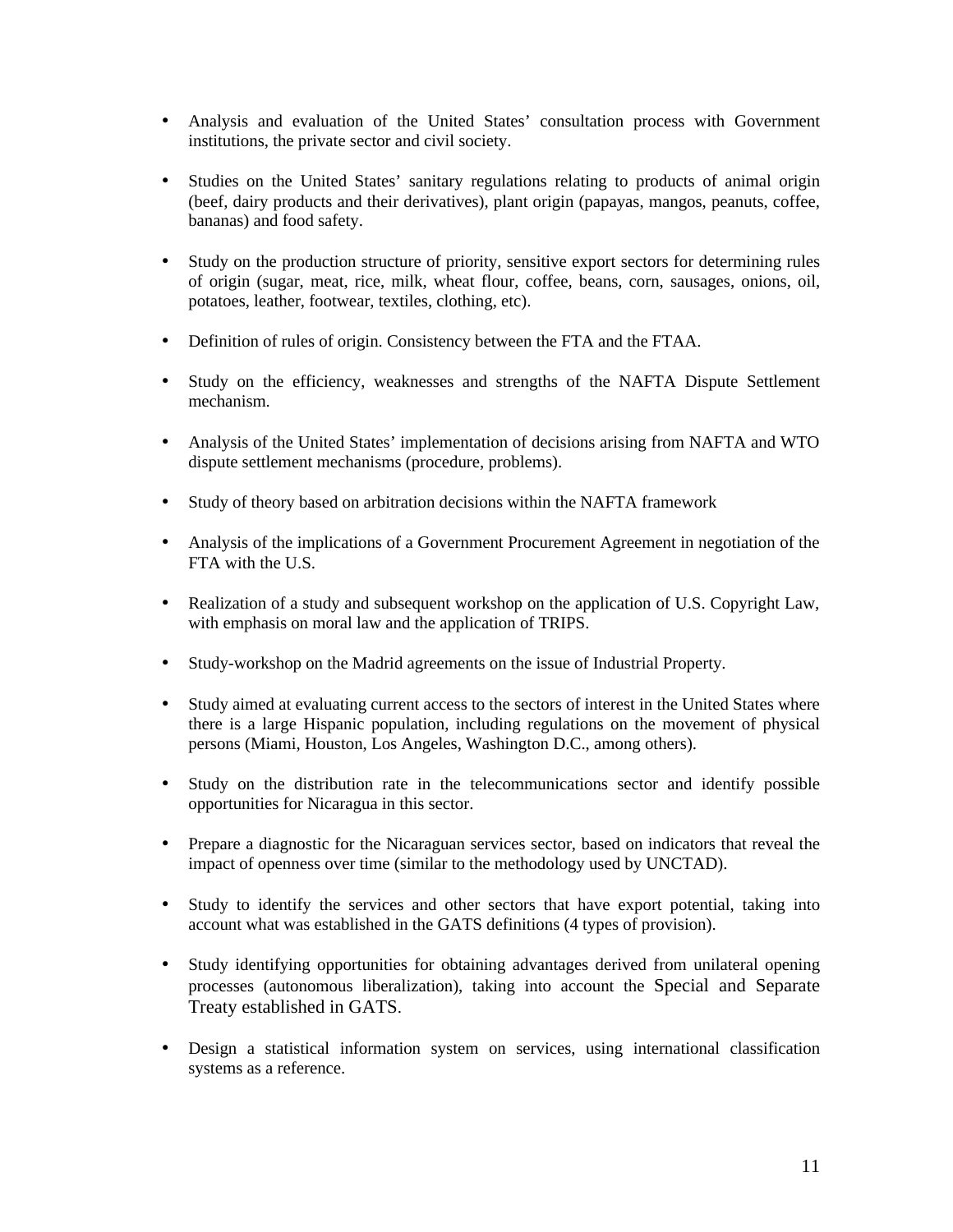- Analysis and evaluation of the United States' consultation process with Government institutions, the private sector and civil society.

- Studies on the United States' sanitary regulations relating to products of animal origin (beef, dairy products and their derivatives), plant origin (papayas, mangos, peanuts, coffee, bananas) and food safety.

- Study on the production structure of priority, sensitive export sectors for determining rules of origin (sugar, meat, rice, milk, wheat flour, coffee, beans, corn, sausages, onions, oil, potatoes, leather, footwear, textiles, clothing, etc).

- Definition of rules of origin. Consistency between the FTA and the FTAA.

- Study on the efficiency, weaknesses and strengths of the NAFTA Dispute Settlement mechanism.

- Analysis of the United States' implementation of decisions arising from NAFTA and WTO dispute settlement mechanisms (procedure, problems).

- Study of theory based on arbitration decisions within the NAFTA framework

- Analysis of the implications of a Government Procurement Agreement in negotiation of the FTA with the U.S.

- Realization of a study and subsequent workshop on the application of U.S. Copyright Law, with emphasis on moral law and the application of TRIPS.

- Study-workshop on the Madrid agreements on the issue of Industrial Property.

- Study aimed at evaluating current access to the sectors of interest in the United States where there is a large Hispanic population, including regulations on the movement of physical persons (Miami, Houston, Los Angeles, Washington D.C., among others).

- Study on the distribution rate in the telecommunications sector and identify possible opportunities for Nicaragua in this sector.

- Prepare a diagnostic for the Nicaraguan services sector, based on indicators that reveal the impact of openness over time (similar to the methodology used by UNCTAD).

- Study to identify the services and other sectors that have export potential, taking into account what was established in the GATS definitions (4 types of provision).

- Study identifying opportunities for obtaining advantages derived from unilateral opening processes (autonomous liberalization), taking into account the Special and Separate Treaty established in GATS.

- Design a statistical information system on services, using international classification systems as a reference.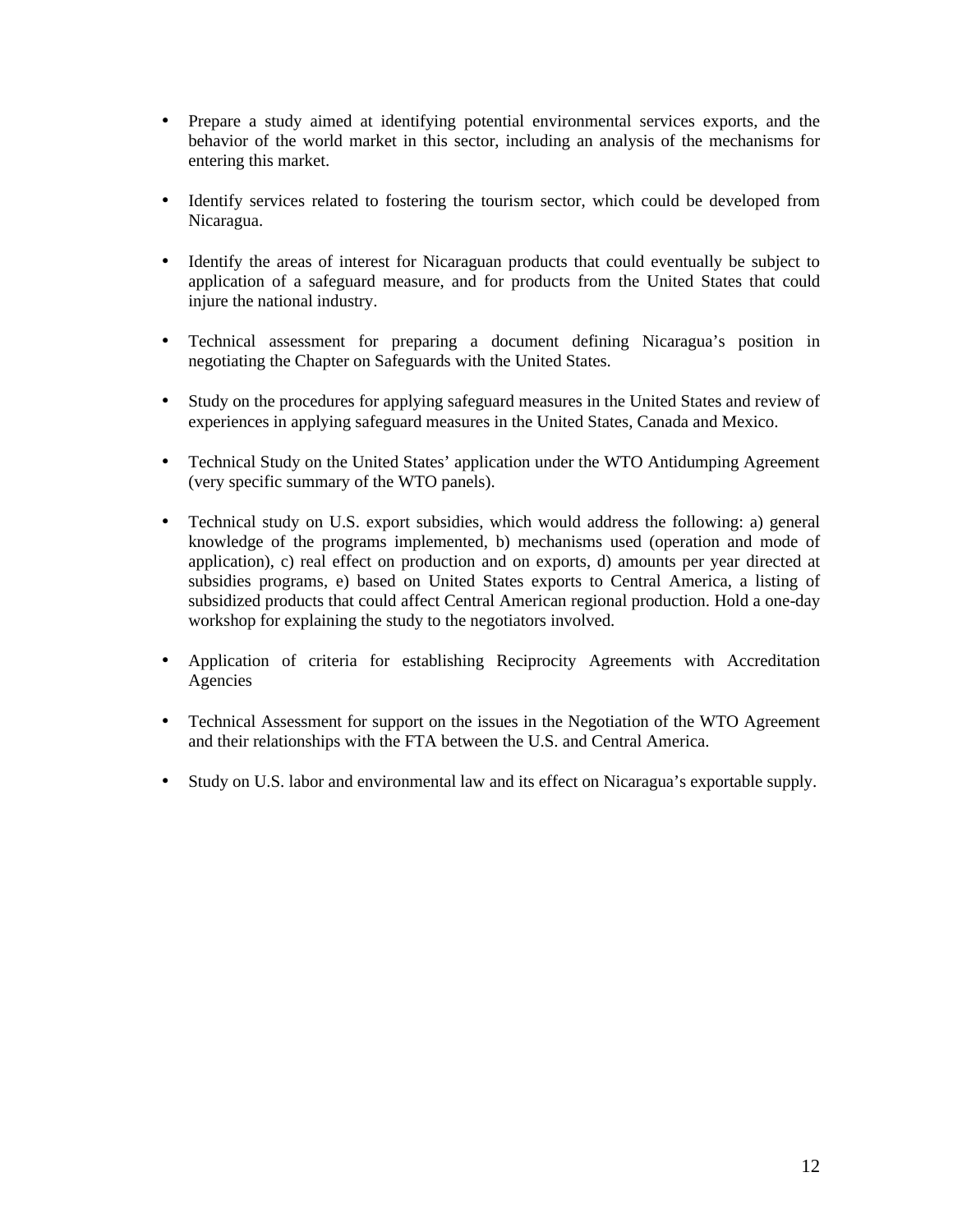- Prepare a study aimed at identifying potential environmental services exports, and the behavior of the world market in this sector, including an analysis of the mechanisms for entering this market.

- Identify services related to fostering the tourism sector, which could be developed from Nicaragua.

- Identify the areas of interest for Nicaraguan products that could eventually be subject to application of a safeguard measure, and for products from the United States that could injure the national industry.

- Technical assessment for preparing a document defining Nicaragua's position in negotiating the Chapter on Safeguards with the United States.

- Study on the procedures for applying safeguard measures in the United States and review of experiences in applying safeguard measures in the United States, Canada and Mexico.

- Technical Study on the United States' application under the WTO Antidumping Agreement (very specific summary of the WTO panels).

- Technical study on U.S. export subsidies, which would address the following: a) general knowledge of the programs implemented, b) mechanisms used (operation and mode of application), c) real effect on production and on exports, d) amounts per year directed at subsidies programs, e) based on United States exports to Central America, a listing of subsidized products that could affect Central American regional production. Hold a one-day workshop for explaining the study to the negotiators involved.

- Application of criteria for establishing Reciprocity Agreements with Accreditation Agencies

- Technical Assessment for support on the issues in the Negotiation of the WTO Agreement and their relationships with the FTA between the U.S. and Central America.

- Study on U.S. labor and environmental law and its effect on Nicaragua's exportable supply.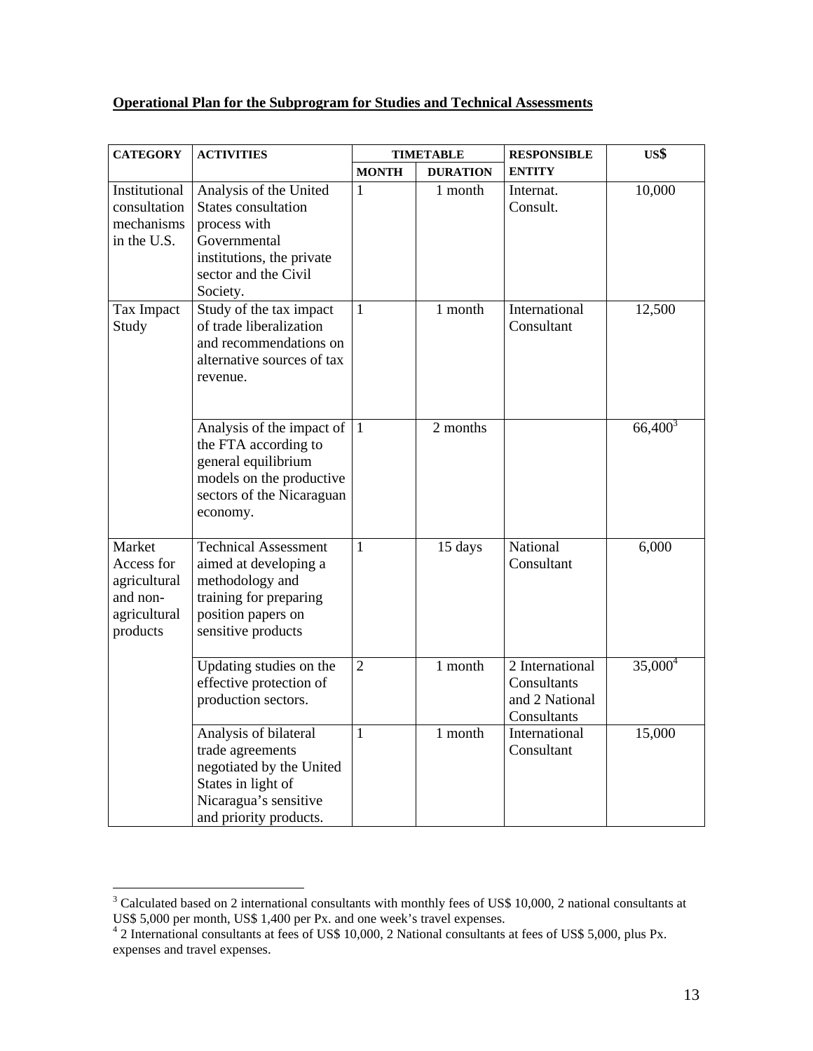**Operational Plan for the Subprogram for Studies and Technical Assessments**

| CATEGORY | ACTIVITIES | TIMETABLE | | RESPONSIBLE ENTITY | US$ |
|---|---|---|---|---|---|
| | | MONTH | DURATION | | |
| Institutional consultation mechanisms in the U.S. | Analysis of the United States consultation process with Governmental institutions, the private sector and the Civil Society. | 1 | 1 month | Internat. Consult. | 10,000 |
| Tax Impact Study | Study of the tax impact of trade liberalization and recommendations on alternative sources of tax revenue. | 1 | 1 month | International Consultant | 12,500 |
| | Analysis of the impact of the FTA according to general equilibrium models on the productive sectors of the Nicaraguan economy. | 1 | 2 months | | 66,400[3] |
| Market Access for agricultural and non-agricultural products | Technical Assessment aimed at developing a methodology and training for preparing position papers on sensitive products | 1 | 15 days | National Consultant | 6,000 |
| | Updating studies on the effective protection of production sectors. | 2 | 1 month | 2 International Consultants and 2 National Consultants | 35,000[4] |
| | Analysis of bilateral trade agreements negotiated by the United States in light of Nicaragua's sensitive and priority products. | 1 | 1 month | International Consultant | 15,000 |

[3] Calculated based on 2 international consultants with monthly fees of US$ 10,000, 2 national consultants at US$ 5,000 per month, US$ 1,400 per Px. and one week's travel expenses.

[4] 2 International consultants at fees of US$ 10,000, 2 National consultants at fees of US$ 5,000, plus Px. expenses and travel expenses.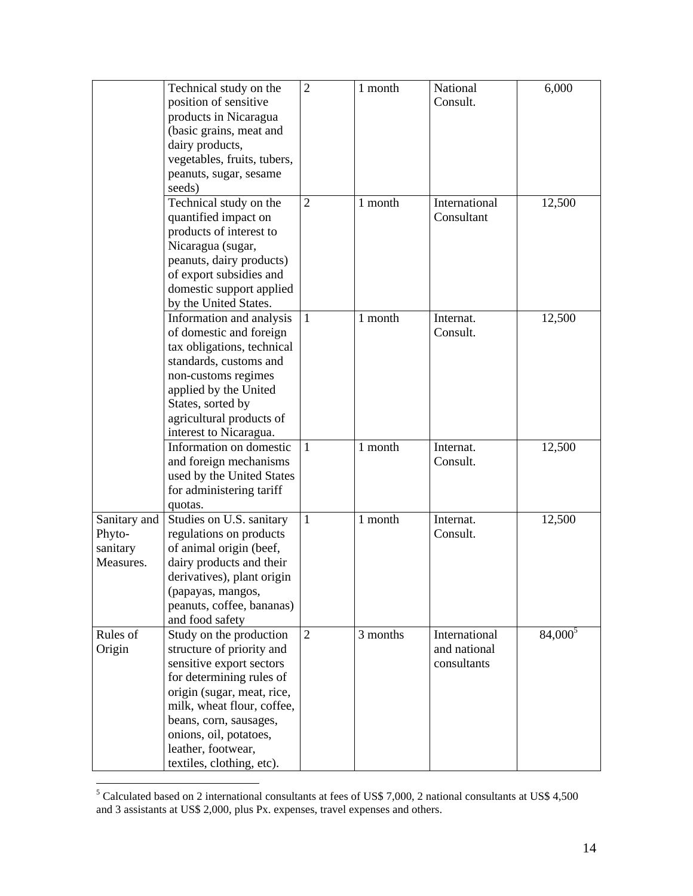| | | | | | |
|---|---|---|---|---|---|
| | Technical study on the position of sensitive products in Nicaragua (basic grains, meat and dairy products, vegetables, fruits, tubers, peanuts, sugar, sesame seeds) | 2 | 1 month | National Consult. | 6,000 |
| | Technical study on the quantified impact on products of interest to Nicaragua (sugar, peanuts, dairy products) of export subsidies and domestic support applied by the United States. | 2 | 1 month | International Consultant | 12,500 |
| | Information and analysis of domestic and foreign tax obligations, technical standards, customs and non-customs regimes applied by the United States, sorted by agricultural products of interest to Nicaragua. | 1 | 1 month | Internat. Consult. | 12,500 |
| | Information on domestic and foreign mechanisms used by the United States for administering tariff quotas. | 1 | 1 month | Internat. Consult. | 12,500 |
| Sanitary and Phyto-sanitary Measures. | Studies on U.S. sanitary regulations on products of animal origin (beef, dairy products and their derivatives), plant origin (papayas, mangos, peanuts, coffee, bananas) and food safety | 1 | 1 month | Internat. Consult. | 12,500 |
| Rules of Origin | Study on the production structure of priority and sensitive export sectors for determining rules of origin (sugar, meat, rice, milk, wheat flour, coffee, beans, corn, sausages, onions, oil, potatoes, leather, footwear, textiles, clothing, etc). | 2 | 3 months | International and national consultants | 84,000[5] |

[5] Calculated based on 2 international consultants at fees of US$ 7,000, 2 national consultants at US$ 4,500 and 3 assistants at US$ 2,000, plus Px. expenses, travel expenses and others.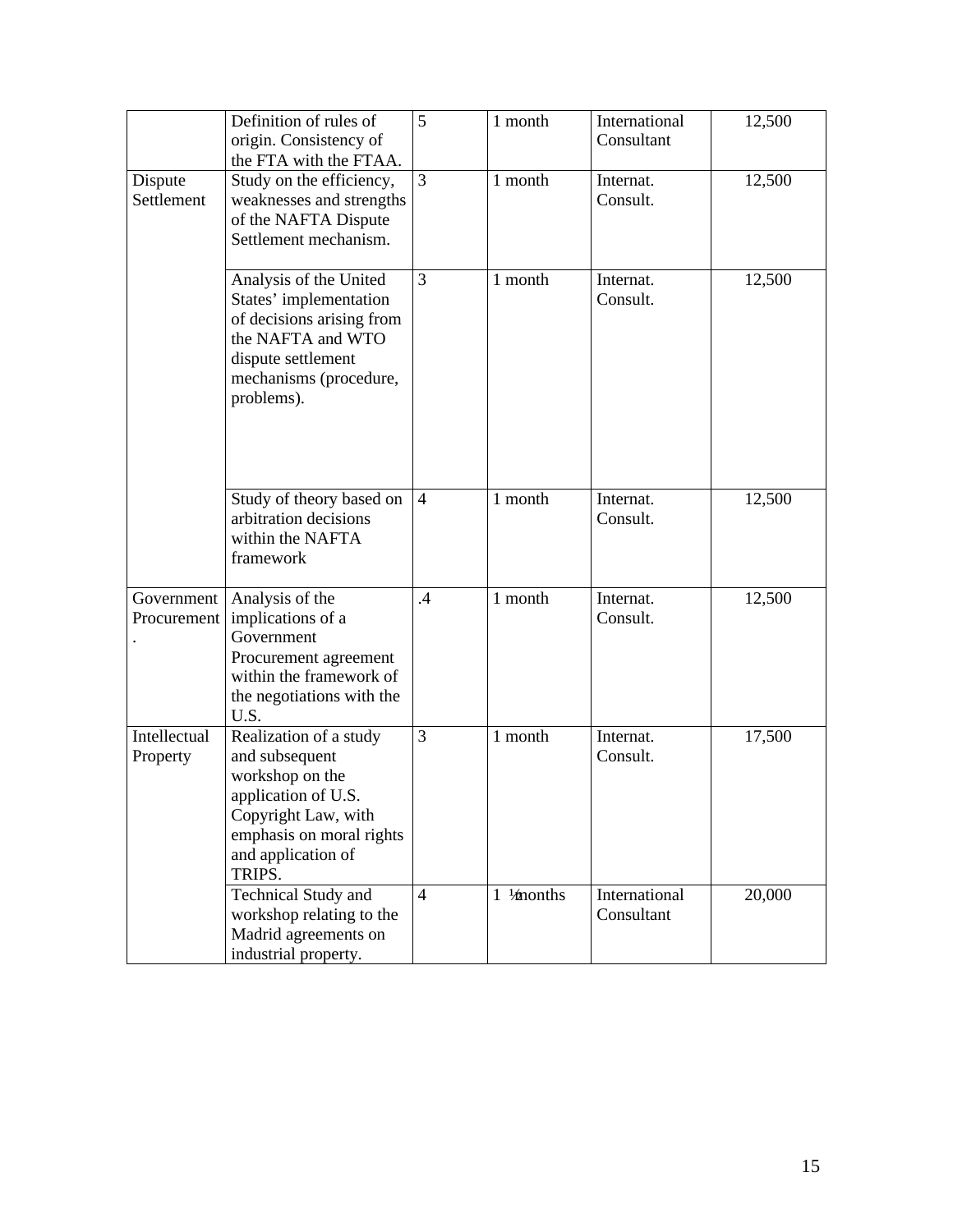| | | | | | |
|---|---|---|---|---|---|
| | Definition of rules of origin. Consistency of the FTA with the FTAA. | 5 | 1 month | International Consultant | 12,500 |
| Dispute Settlement | Study on the efficiency, weaknesses and strengths of the NAFTA Dispute Settlement mechanism. | 3 | 1 month | Internat. Consult. | 12,500 |
| | Analysis of the United States' implementation of decisions arising from the NAFTA and WTO dispute settlement mechanisms (procedure, problems). | 3 | 1 month | Internat. Consult. | 12,500 |
| | Study of theory based on arbitration decisions within the NAFTA framework | 4 | 1 month | Internat. Consult. | 12,500 |
| Government Procurement . | Analysis of the implications of a Government Procurement agreement within the framework of the negotiations with the U.S. | .4 | 1 month | Internat. Consult. | 12,500 |
| Intellectual Property | Realization of a study and subsequent workshop on the application of U.S. Copyright Law, with emphasis on moral rights and application of TRIPS. | 3 | 1 month | Internat. Consult. | 17,500 |
| | Technical Study and workshop relating to the Madrid agreements on industrial property. | 4 | 1 ½ months | International Consultant | 20,000 |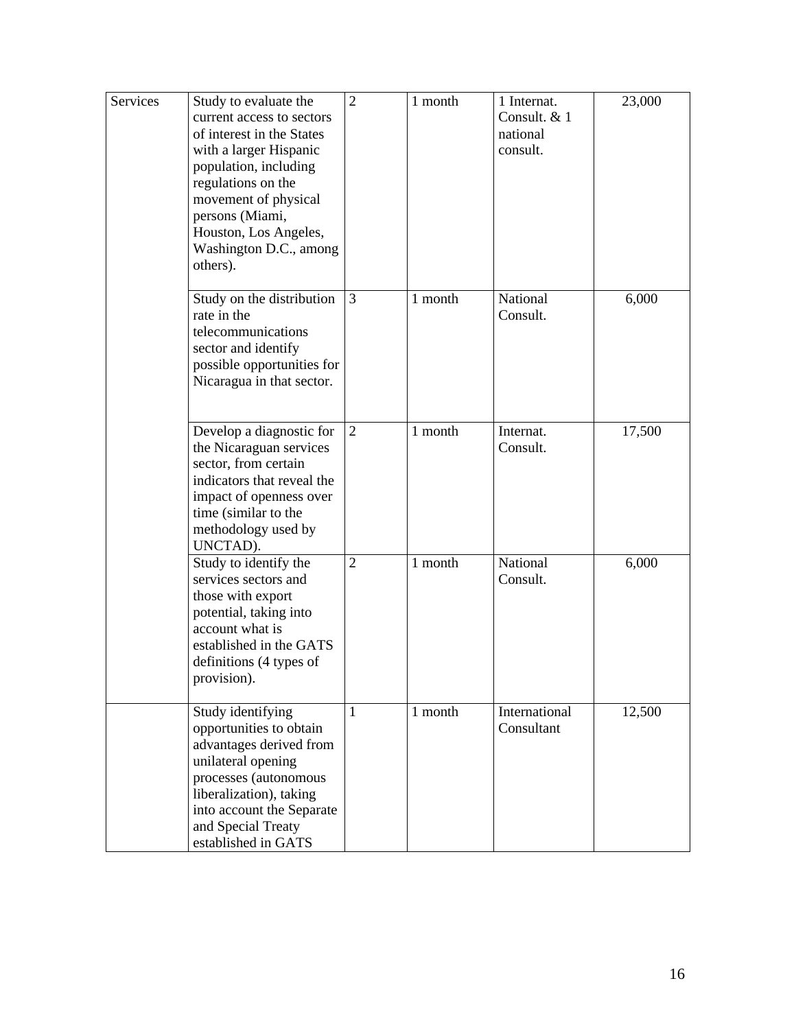| Services | Study to evaluate the current access to sectors of interest in the States with a larger Hispanic population, including regulations on the movement of physical persons (Miami, Houston, Los Angeles, Washington D.C., among others). | 2 | 1 month | 1 Internat. Consult. & 1 national consult. | 23,000 |
|---|---|---|---|---|---|
| | Study on the distribution rate in the telecommunications sector and identify possible opportunities for Nicaragua in that sector. | 3 | 1 month | National Consult. | 6,000 |
| | Develop a diagnostic for the Nicaraguan services sector, from certain indicators that reveal the impact of openness over time (similar to the methodology used by UNCTAD). | 2 | 1 month | Internat. Consult. | 17,500 |
| | Study to identify the services sectors and those with export potential, taking into account what is established in the GATS definitions (4 types of provision). | 2 | 1 month | National Consult. | 6,000 |
| | Study identifying opportunities to obtain advantages derived from unilateral opening processes (autonomous liberalization), taking into account the Separate and Special Treaty established in GATS | 1 | 1 month | International Consultant | 12,500 |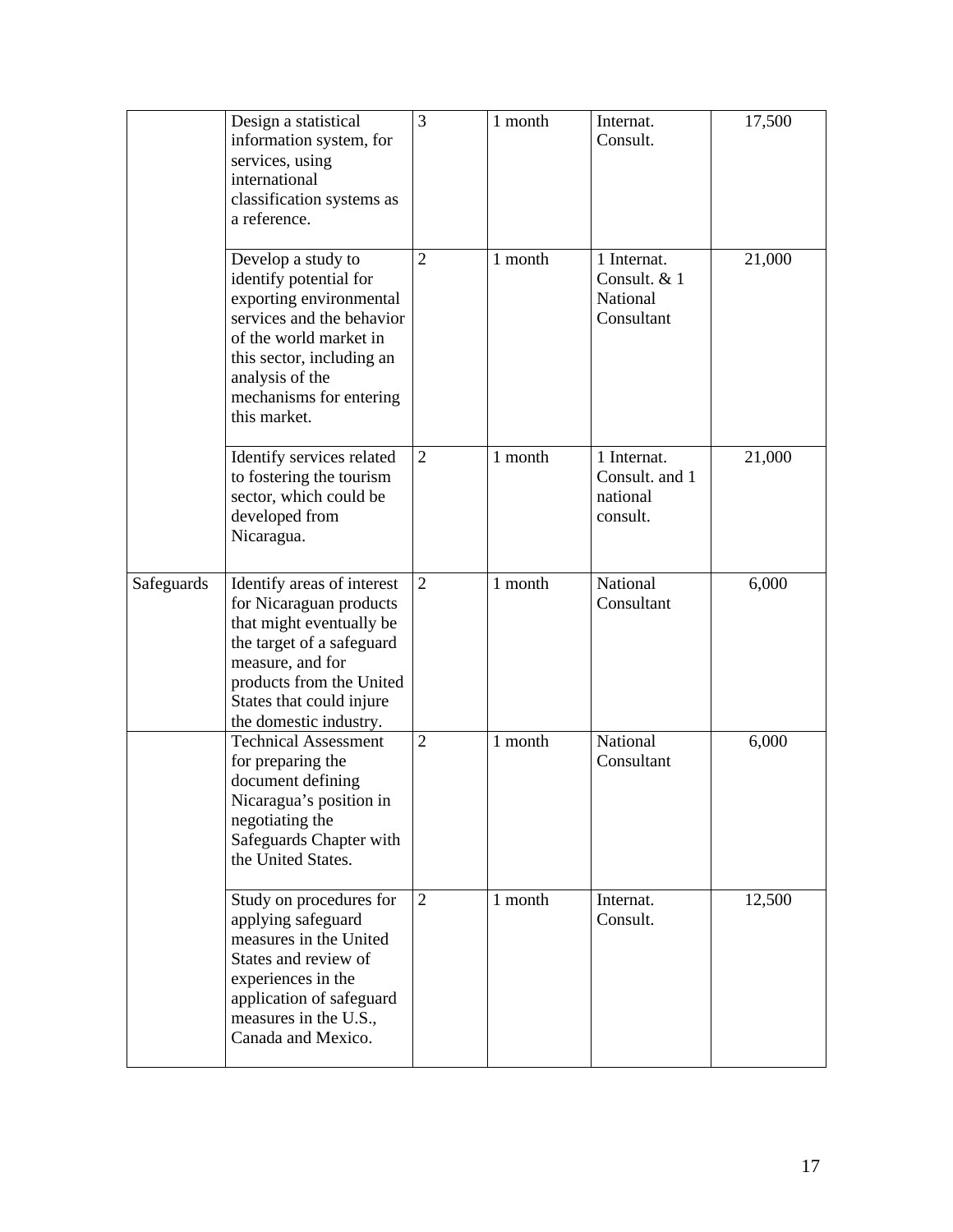| | | | | | |
|---|---|---|---|---|---|
| | Design a statistical information system, for services, using international classification systems as a reference. | 3 | 1 month | Internat. Consult. | 17,500 |
| | Develop a study to identify potential for exporting environmental services and the behavior of the world market in this sector, including an analysis of the mechanisms for entering this market. | 2 | 1 month | 1 Internat. Consult. & 1 National Consultant | 21,000 |
| | Identify services related to fostering the tourism sector, which could be developed from Nicaragua. | 2 | 1 month | 1 Internat. Consult. and 1 national consult. | 21,000 |
| Safeguards | Identify areas of interest for Nicaraguan products that might eventually be the target of a safeguard measure, and for products from the United States that could injure the domestic industry. | 2 | 1 month | National Consultant | 6,000 |
| | Technical Assessment for preparing the document defining Nicaragua's position in negotiating the Safeguards Chapter with the United States. | 2 | 1 month | National Consultant | 6,000 |
| | Study on procedures for applying safeguard measures in the United States and review of experiences in the application of safeguard measures in the U.S., Canada and Mexico. | 2 | 1 month | Internat. Consult. | 12,500 |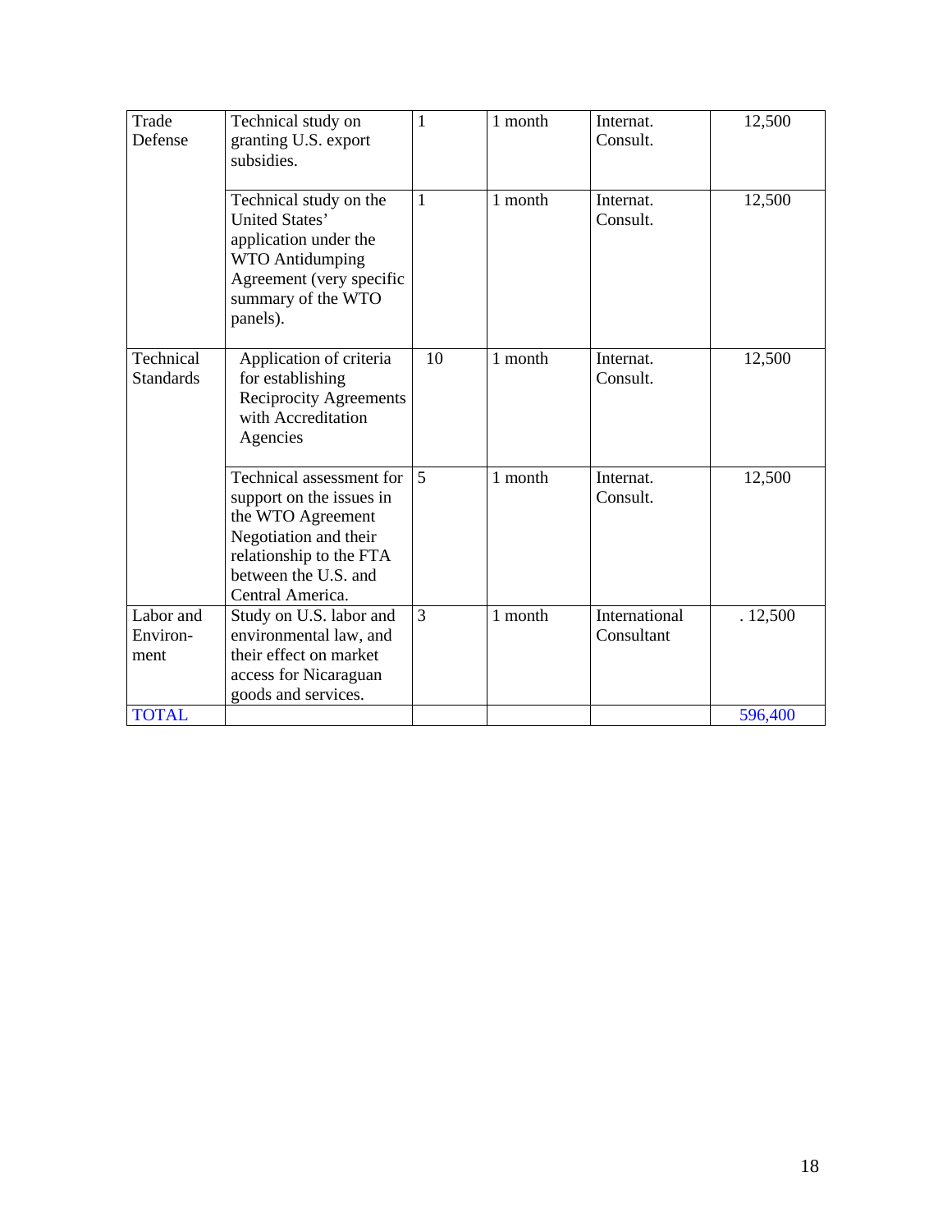| Trade Defense | Technical study on granting U.S. export subsidies. | 1 | 1 month | Internat. Consult. | 12,500 |
|---|---|---|---|---|---|
| | Technical study on the United States' application under the WTO Antidumping Agreement (very specific summary of the WTO panels). | 1 | 1 month | Internat. Consult. | 12,500 |
| Technical Standards | Application of criteria for establishing Reciprocity Agreements with Accreditation Agencies | 10 | 1 month | Internat. Consult. | 12,500 |
| | Technical assessment for support on the issues in the WTO Agreement Negotiation and their relationship to the FTA between the U.S. and Central America. | 5 | 1 month | Internat. Consult. | 12,500 |
| Labor and Environ-ment | Study on U.S. labor and environmental law, and their effect on market access for Nicaraguan goods and services. | 3 | 1 month | International Consultant | . 12,500 |
| TOTAL | | | | | 596,400 |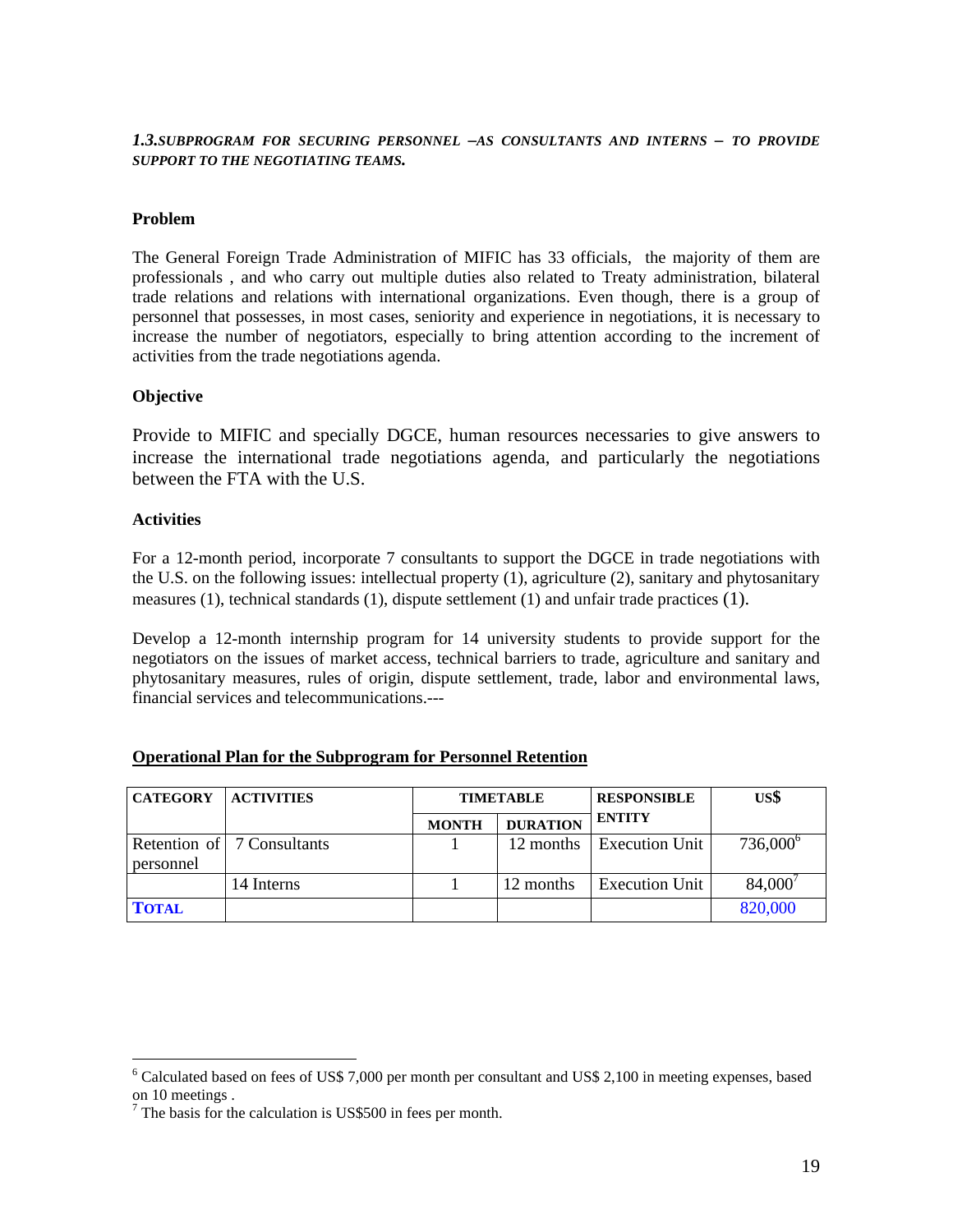### *1.3. SUBPROGRAM FOR SECURING PERSONNEL –AS CONSULTANTS AND INTERNS – TO PROVIDE SUPPORT TO THE NEGOTIATING TEAMS.*

**Problem**

The General Foreign Trade Administration of MIFIC has 33 officials, the majority of them are professionals , and who carry out multiple duties also related to Treaty administration, bilateral trade relations and relations with international organizations. Even though, there is a group of personnel that possesses, in most cases, seniority and experience in negotiations, it is necessary to increase the number of negotiators, especially to bring attention according to the increment of activities from the trade negotiations agenda.

**Objective**

Provide to MIFIC and specially DGCE, human resources necessaries to give answers to increase the international trade negotiations agenda, and particularly the negotiations between the FTA with the U.S.

**Activities**

For a 12-month period, incorporate 7 consultants to support the DGCE in trade negotiations with the U.S. on the following issues: intellectual property (1), agriculture (2), sanitary and phytosanitary measures (1), technical standards (1), dispute settlement (1) and unfair trade practices (1).

Develop a 12-month internship program for 14 university students to provide support for the negotiators on the issues of market access, technical barriers to trade, agriculture and sanitary and phytosanitary measures, rules of origin, dispute settlement, trade, labor and environmental laws, financial services and telecommunications.---

**Operational Plan for the Subprogram for Personnel Retention**

| CATEGORY | ACTIVITIES | TIMETABLE | | RESPONSIBLE ENTITY | US$ |
|---|---|---|---|---|---|
| | | MONTH | DURATION | | |
| Retention of personnel | 7 Consultants | 1 | 12 months | Execution Unit | 736,000[6] |
| | 14 Interns | 1 | 12 months | Execution Unit | 84,000[7] |
| **TOTAL** | | | | | 820,000 |

---

[6] Calculated based on fees of US$ 7,000 per month per consultant and US$ 2,100 in meeting expenses, based on 10 meetings .

[7] The basis for the calculation is US$500 in fees per month.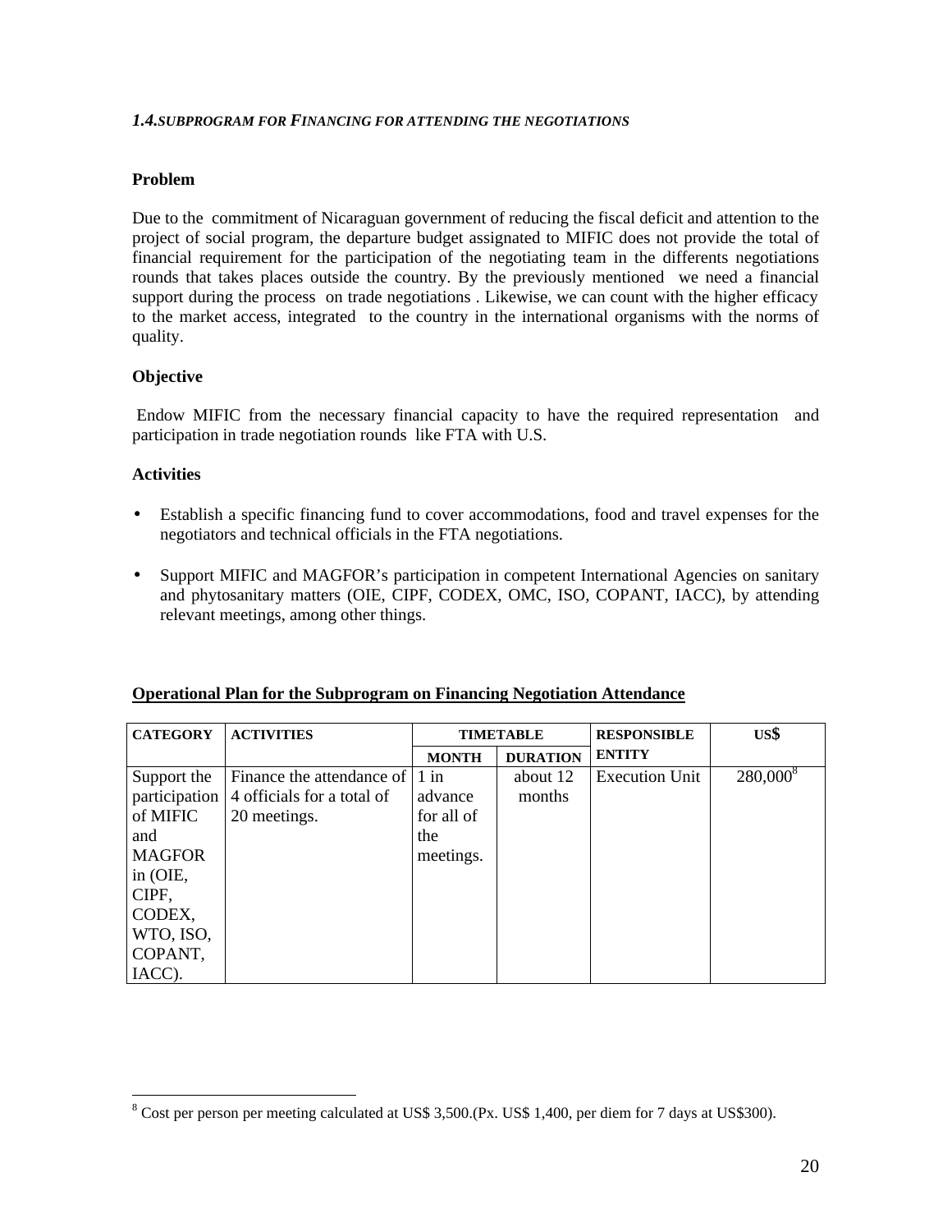### *1.4. SUBPROGRAM FOR FINANCING FOR ATTENDING THE NEGOTIATIONS*

**Problem**

Due to the commitment of Nicaraguan government of reducing the fiscal deficit and attention to the project of social program, the departure budget assignated to MIFIC does not provide the total of financial requirement for the participation of the negotiating team in the differents negotiations rounds that takes places outside the country. By the previously mentioned we need a financial support during the process on trade negotiations . Likewise, we can count with the higher efficacy to the market access, integrated to the country in the international organisms with the norms of quality.

**Objective**

Endow MIFIC from the necessary financial capacity to have the required representation and participation in trade negotiation rounds like FTA with U.S.

**Activities**

- Establish a specific financing fund to cover accommodations, food and travel expenses for the negotiators and technical officials in the FTA negotiations.
- Support MIFIC and MAGFOR's participation in competent International Agencies on sanitary and phytosanitary matters (OIE, CIPF, CODEX, OMC, ISO, COPANT, IACC), by attending relevant meetings, among other things.

**Operational Plan for the Subprogram on Financing Negotiation Attendance**

| CATEGORY | ACTIVITIES | TIMETABLE | | RESPONSIBLE ENTITY | US$ |
|---|---|---|---|---|---|
| | | MONTH | DURATION | | |
| Support the participation of MIFIC and MAGFOR in (OIE, CIPF, CODEX, WTO, ISO, COPANT, IACC). | Finance the attendance of 4 officials for a total of 20 meetings. | 1 in advance for all of the meetings. | about 12 months | Execution Unit | 280,000[8] |

[8] Cost per person per meeting calculated at US$ 3,500.(Px. US$ 1,400, per diem for 7 days at US$300).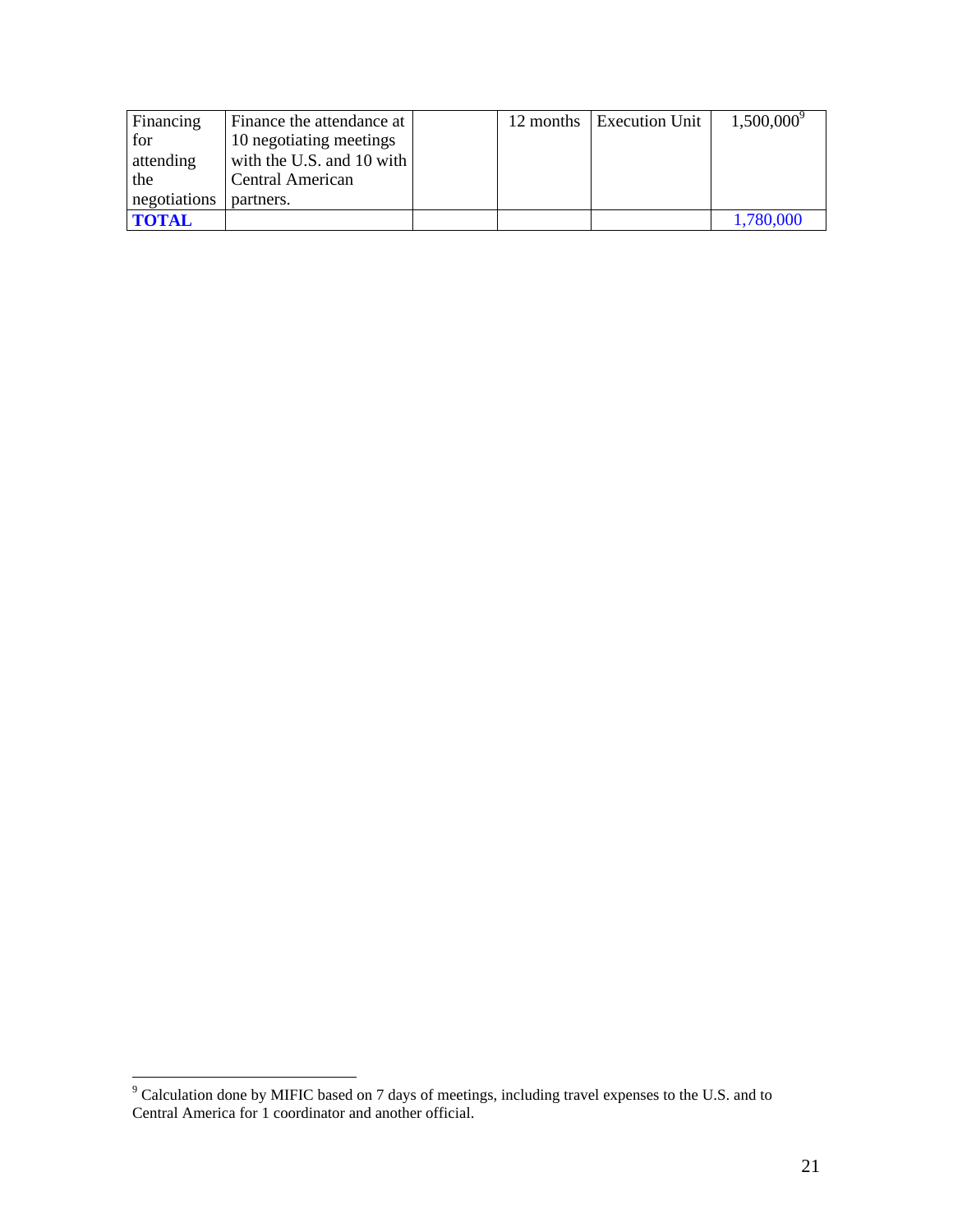| | | | | | |
|---|---|---|---|---|---|
| Financing for attending the negotiations | Finance the attendance at 10 negotiating meetings with the U.S. and 10 with Central American partners. | | 12 months | Execution Unit | 1,500,000[9] |
| **TOTAL** | | | | | 1,780,000 |

[9] Calculation done by MIFIC based on 7 days of meetings, including travel expenses to the U.S. and to Central America for 1 coordinator and another official.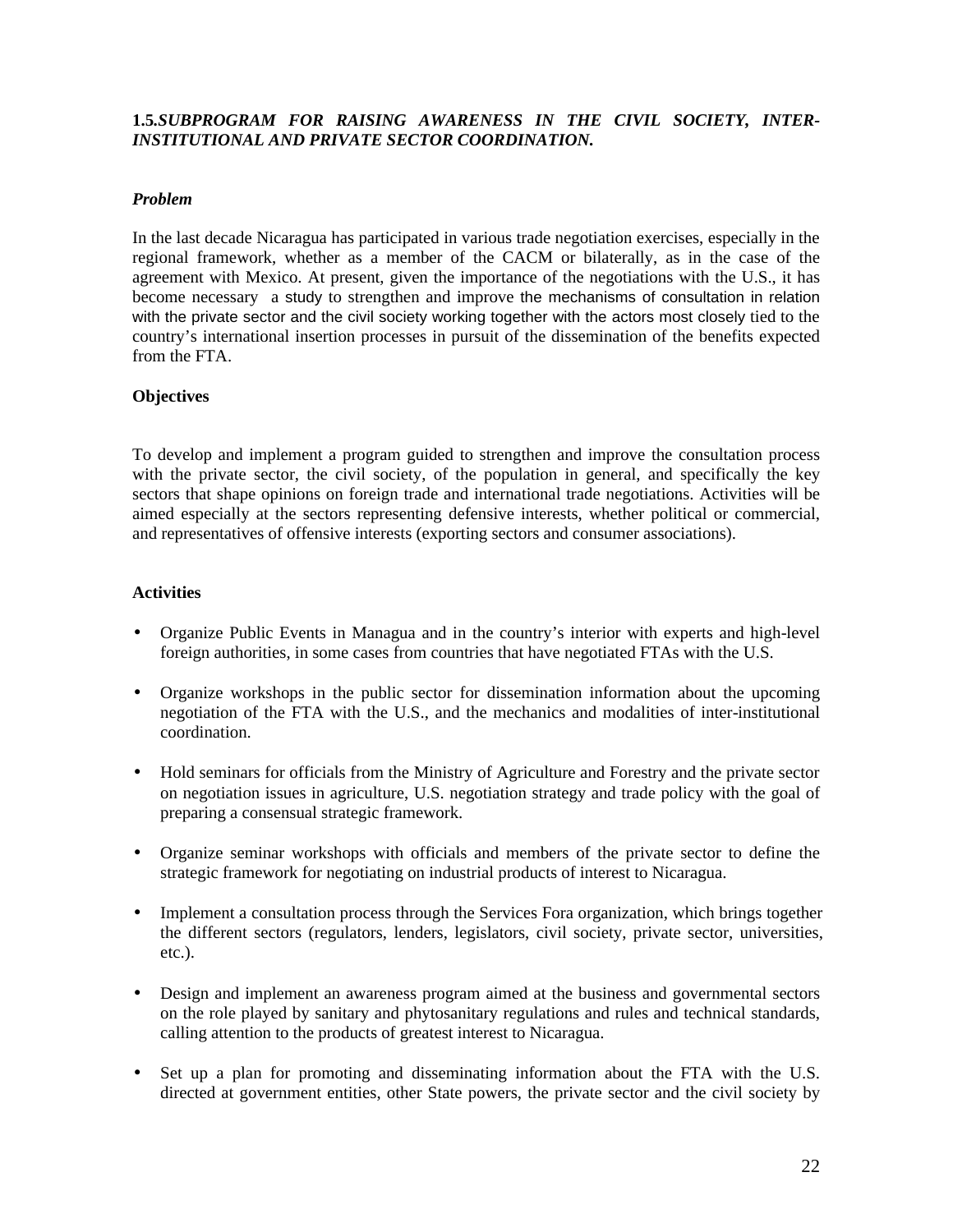### 1.5. *SUBPROGRAM FOR RAISING AWARENESS IN THE CIVIL SOCIETY, INTER-INSTITUTIONAL AND PRIVATE SECTOR COORDINATION.*

***Problem***

In the last decade Nicaragua has participated in various trade negotiation exercises, especially in the regional framework, whether as a member of the CACM or bilaterally, as in the case of the agreement with Mexico. At present, given the importance of the negotiations with the U.S., it has become necessary a study to strengthen and improve the mechanisms of consultation in relation with the private sector and the civil society working together with the actors most closely tied to the country's international insertion processes in pursuit of the dissemination of the benefits expected from the FTA.

**Objectives**

To develop and implement a program guided to strengthen and improve the consultation process with the private sector, the civil society, of the population in general, and specifically the key sectors that shape opinions on foreign trade and international trade negotiations. Activities will be aimed especially at the sectors representing defensive interests, whether political or commercial, and representatives of offensive interests (exporting sectors and consumer associations).

**Activities**

- Organize Public Events in Managua and in the country's interior with experts and high-level foreign authorities, in some cases from countries that have negotiated FTAs with the U.S.
- Organize workshops in the public sector for dissemination information about the upcoming negotiation of the FTA with the U.S., and the mechanics and modalities of inter-institutional coordination.
- Hold seminars for officials from the Ministry of Agriculture and Forestry and the private sector on negotiation issues in agriculture, U.S. negotiation strategy and trade policy with the goal of preparing a consensual strategic framework.
- Organize seminar workshops with officials and members of the private sector to define the strategic framework for negotiating on industrial products of interest to Nicaragua.
- Implement a consultation process through the Services Fora organization, which brings together the different sectors (regulators, lenders, legislators, civil society, private sector, universities, etc.).
- Design and implement an awareness program aimed at the business and governmental sectors on the role played by sanitary and phytosanitary regulations and rules and technical standards, calling attention to the products of greatest interest to Nicaragua.
- Set up a plan for promoting and disseminating information about the FTA with the U.S. directed at government entities, other State powers, the private sector and the civil society by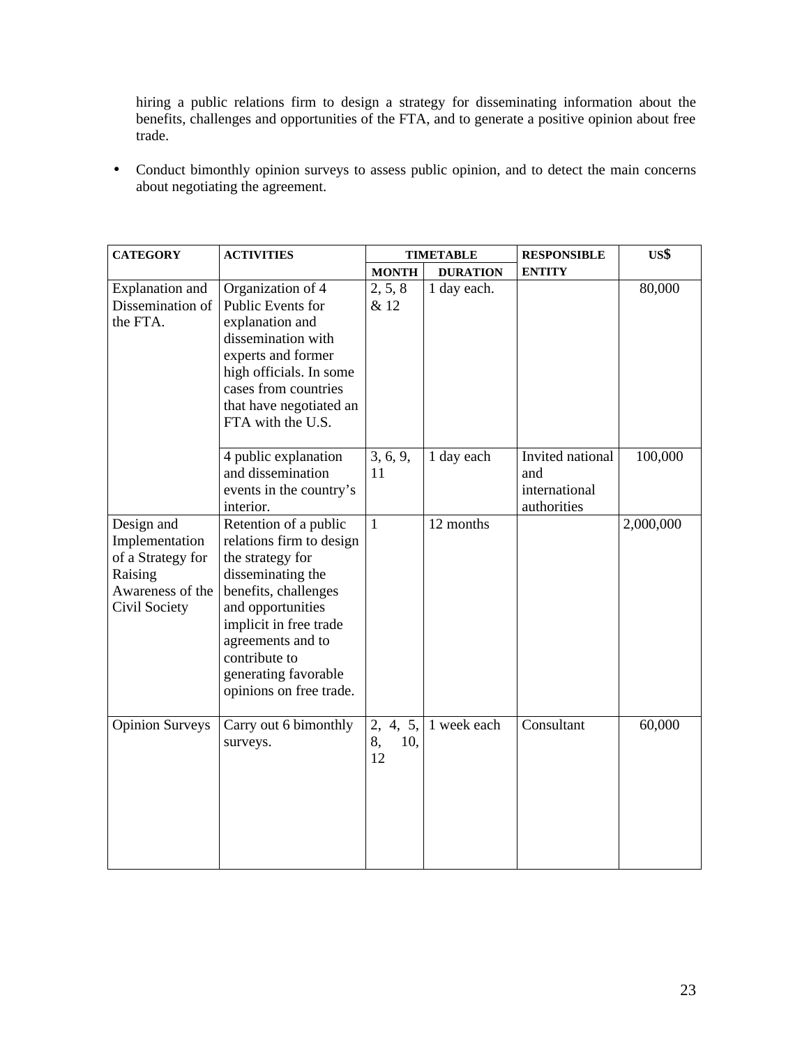hiring a public relations firm to design a strategy for disseminating information about the benefits, challenges and opportunities of the FTA, and to generate a positive opinion about free trade.

- Conduct bimonthly opinion surveys to assess public opinion, and to detect the main concerns about negotiating the agreement.

| CATEGORY | ACTIVITIES | TIMETABLE | | RESPONSIBLE ENTITY | US$ |
|---|---|---|---|---|---|
| | | MONTH | DURATION | | |
| Explanation and Dissemination of the FTA. | Organization of 4 Public Events for explanation and dissemination with experts and former high officials. In some cases from countries that have negotiated an FTA with the U.S. | 2, 5, 8 & 12 | 1 day each. | | 80,000 |
| | 4 public explanation and dissemination events in the country's interior. | 3, 6, 9, 11 | 1 day each | Invited national and international authorities | 100,000 |
| Design and Implementation of a Strategy for Raising Awareness of the Civil Society | Retention of a public relations firm to design the strategy for disseminating the benefits, challenges and opportunities implicit in free trade agreements and to contribute to generating favorable opinions on free trade. | 1 | 12 months | | 2,000,000 |
| Opinion Surveys | Carry out 6 bimonthly surveys. | 2, 4, 5, 8, 10, 12 | 1 week each | Consultant | 60,000 |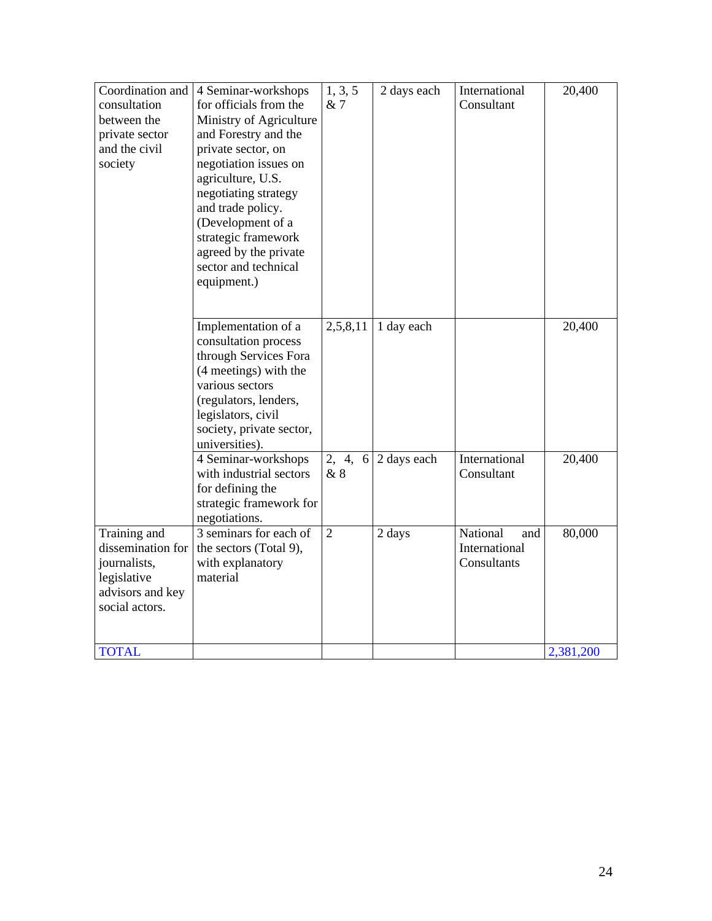| Coordination and consultation between the private sector and the civil society | 4 Seminar-workshops for officials from the Ministry of Agriculture and Forestry and the private sector, on negotiation issues on agriculture, U.S. negotiating strategy and trade policy. (Development of a strategic framework agreed by the private sector and technical equipment.) | 1, 3, 5 & 7 | 2 days each | International Consultant | 20,400 |
|---|---|---|---|---|---|
| | Implementation of a consultation process through Services Fora (4 meetings) with the various sectors (regulators, lenders, legislators, civil society, private sector, universities). | 2,5,8,11 | 1 day each | | 20,400 |
| | 4 Seminar-workshops with industrial sectors for defining the strategic framework for negotiations. | 2, 4, 6 & 8 | 2 days each | International Consultant | 20,400 |
| Training and dissemination for journalists, legislative advisors and key social actors. | 3 seminars for each of the sectors (Total 9), with explanatory material | 2 | 2 days | National and International Consultants | 80,000 |
| TOTAL | | | | | 2,381,200 |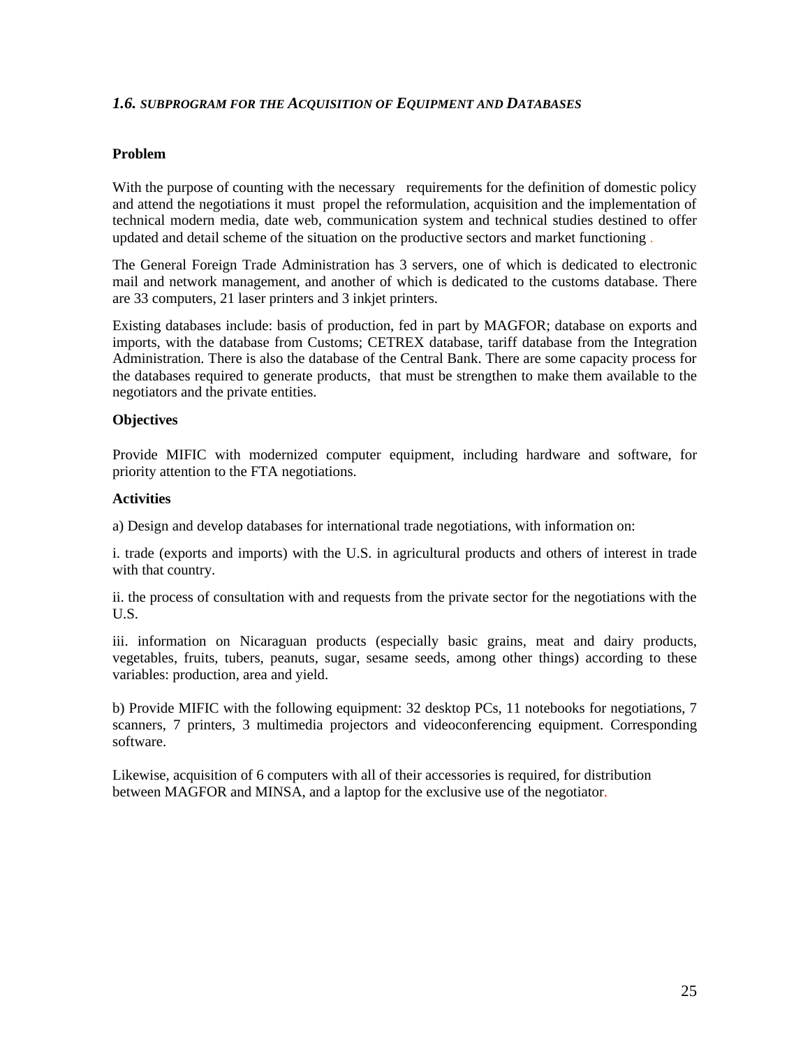### *1.6. SUBPROGRAM FOR THE ACQUISITION OF EQUIPMENT AND DATABASES*

**Problem**

With the purpose of counting with the necessary requirements for the definition of domestic policy and attend the negotiations it must propel the reformulation, acquisition and the implementation of technical modern media, date web, communication system and technical studies destined to offer updated and detail scheme of the situation on the productive sectors and market functioning .

The General Foreign Trade Administration has 3 servers, one of which is dedicated to electronic mail and network management, and another of which is dedicated to the customs database. There are 33 computers, 21 laser printers and 3 inkjet printers.

Existing databases include: basis of production, fed in part by MAGFOR; database on exports and imports, with the database from Customs; CETREX database, tariff database from the Integration Administration. There is also the database of the Central Bank. There are some capacity process for the databases required to generate products, that must be strengthen to make them available to the negotiators and the private entities.

**Objectives**

Provide MIFIC with modernized computer equipment, including hardware and software, for priority attention to the FTA negotiations.

**Activities**

a) Design and develop databases for international trade negotiations, with information on:

i. trade (exports and imports) with the U.S. in agricultural products and others of interest in trade with that country.

ii. the process of consultation with and requests from the private sector for the negotiations with the U.S.

iii. information on Nicaraguan products (especially basic grains, meat and dairy products, vegetables, fruits, tubers, peanuts, sugar, sesame seeds, among other things) according to these variables: production, area and yield.

b) Provide MIFIC with the following equipment: 32 desktop PCs, 11 notebooks for negotiations, 7 scanners, 7 printers, 3 multimedia projectors and videoconferencing equipment. Corresponding software.

Likewise, acquisition of 6 computers with all of their accessories is required, for distribution between MAGFOR and MINSA, and a laptop for the exclusive use of the negotiator.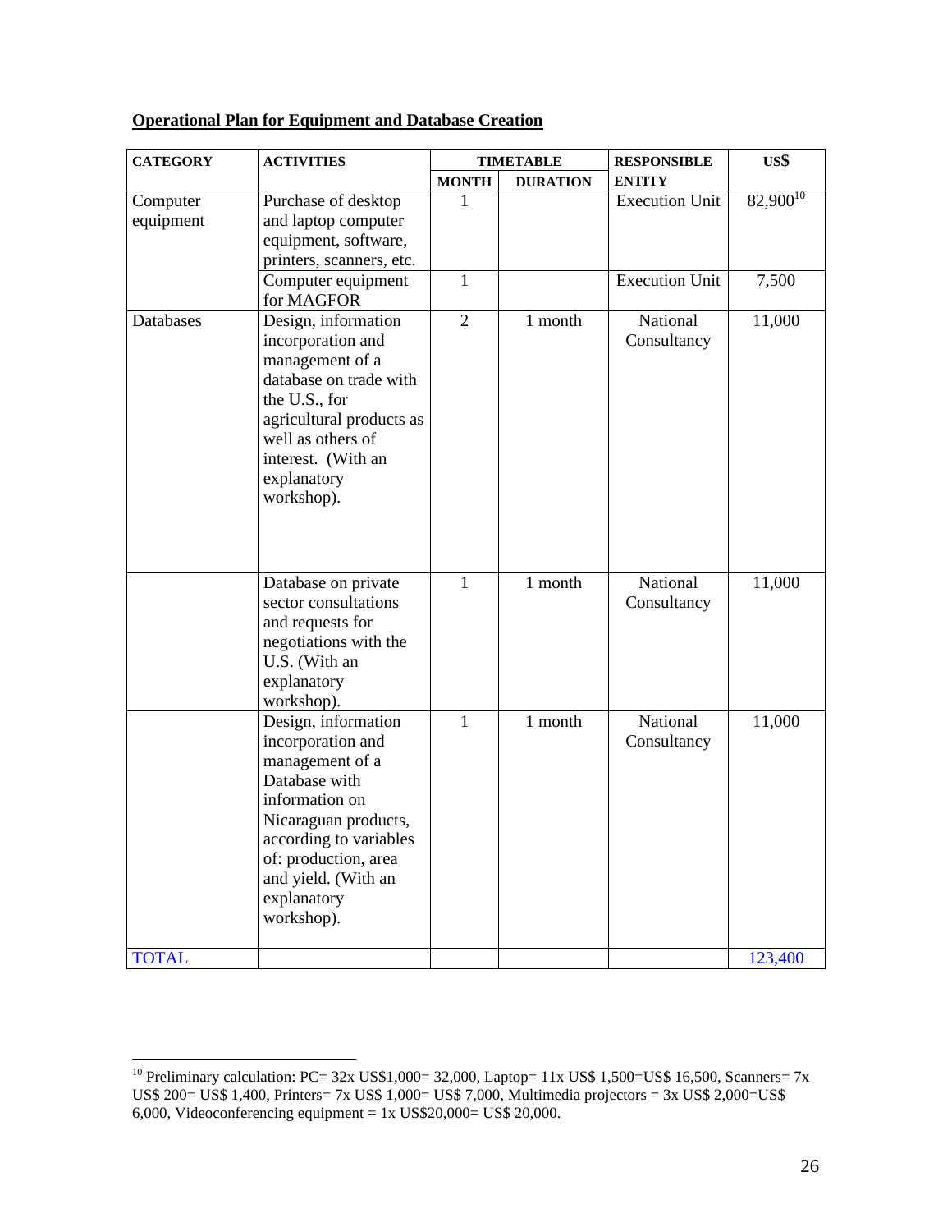**Operational Plan for Equipment and Database Creation**

| CATEGORY | ACTIVITIES | TIMETABLE | | RESPONSIBLE ENTITY | US$ |
|---|---|---|---|---|---|
| | | MONTH | DURATION | | |
| Computer equipment | Purchase of desktop and laptop computer equipment, software, printers, scanners, etc. | 1 | | Execution Unit | 82,900[10] |
| | Computer equipment for MAGFOR | 1 | | Execution Unit | 7,500 |
| Databases | Design, information incorporation and management of a database on trade with the U.S., for agricultural products as well as others of interest. (With an explanatory workshop). | 2 | 1 month | National Consultancy | 11,000 |
| | Database on private sector consultations and requests for negotiations with the U.S. (With an explanatory workshop). | 1 | 1 month | National Consultancy | 11,000 |
| | Design, information incorporation and management of a Database with information on Nicaraguan products, according to variables of: production, area and yield. (With an explanatory workshop). | 1 | 1 month | National Consultancy | 11,000 |
| TOTAL | | | | | 123,400 |

[10] Preliminary calculation: PC= 32x US$1,000= 32,000, Laptop= 11x US$ 1,500=US$ 16,500, Scanners= 7x US$ 200= US$ 1,400, Printers= 7x US$ 1,000= US$ 7,000, Multimedia projectors = 3x US$ 2,000=US$ 6,000, Videoconferencing equipment = 1x US$20,000= US$ 20,000.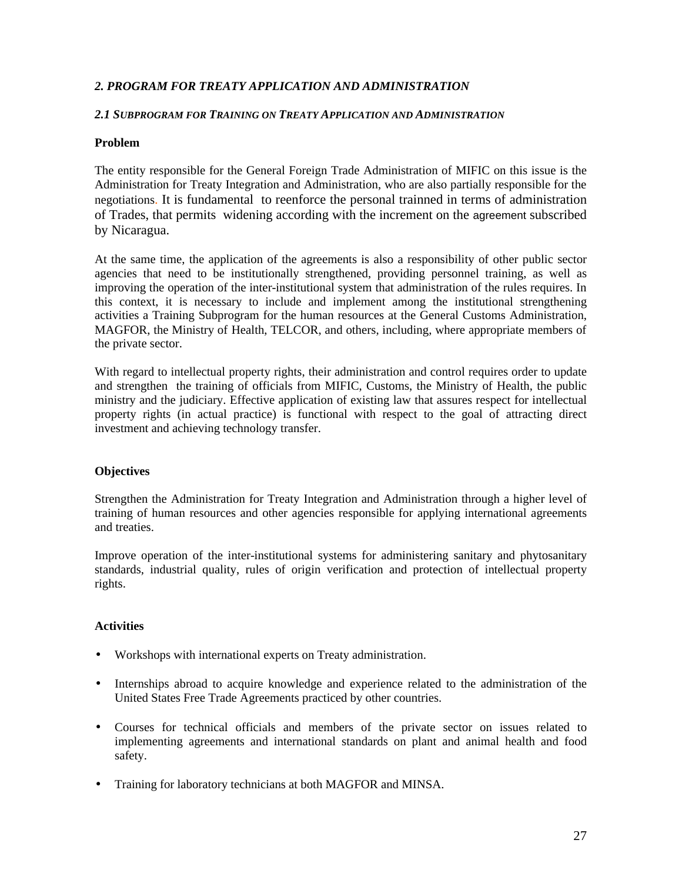## *2. PROGRAM FOR TREATY APPLICATION AND ADMINISTRATION*

### *2.1 SUBPROGRAM FOR TRAINING ON TREATY APPLICATION AND ADMINISTRATION*

**Problem**

The entity responsible for the General Foreign Trade Administration of MIFIC on this issue is the Administration for Treaty Integration and Administration, who are also partially responsible for the negotiations. It is fundamental to reenforce the personal trainned in terms of administration of Trades, that permits widening according with the increment on the agreement subscribed by Nicaragua.

At the same time, the application of the agreements is also a responsibility of other public sector agencies that need to be institutionally strengthened, providing personnel training, as well as improving the operation of the inter-institutional system that administration of the rules requires. In this context, it is necessary to include and implement among the institutional strengthening activities a Training Subprogram for the human resources at the General Customs Administration, MAGFOR, the Ministry of Health, TELCOR, and others, including, where appropriate members of the private sector.

With regard to intellectual property rights, their administration and control requires order to update and strengthen the training of officials from MIFIC, Customs, the Ministry of Health, the public ministry and the judiciary. Effective application of existing law that assures respect for intellectual property rights (in actual practice) is functional with respect to the goal of attracting direct investment and achieving technology transfer.

**Objectives**

Strengthen the Administration for Treaty Integration and Administration through a higher level of training of human resources and other agencies responsible for applying international agreements and treaties.

Improve operation of the inter-institutional systems for administering sanitary and phytosanitary standards, industrial quality, rules of origin verification and protection of intellectual property rights.

**Activities**

- Workshops with international experts on Treaty administration.
- Internships abroad to acquire knowledge and experience related to the administration of the United States Free Trade Agreements practiced by other countries.
- Courses for technical officials and members of the private sector on issues related to implementing agreements and international standards on plant and animal health and food safety.
- Training for laboratory technicians at both MAGFOR and MINSA.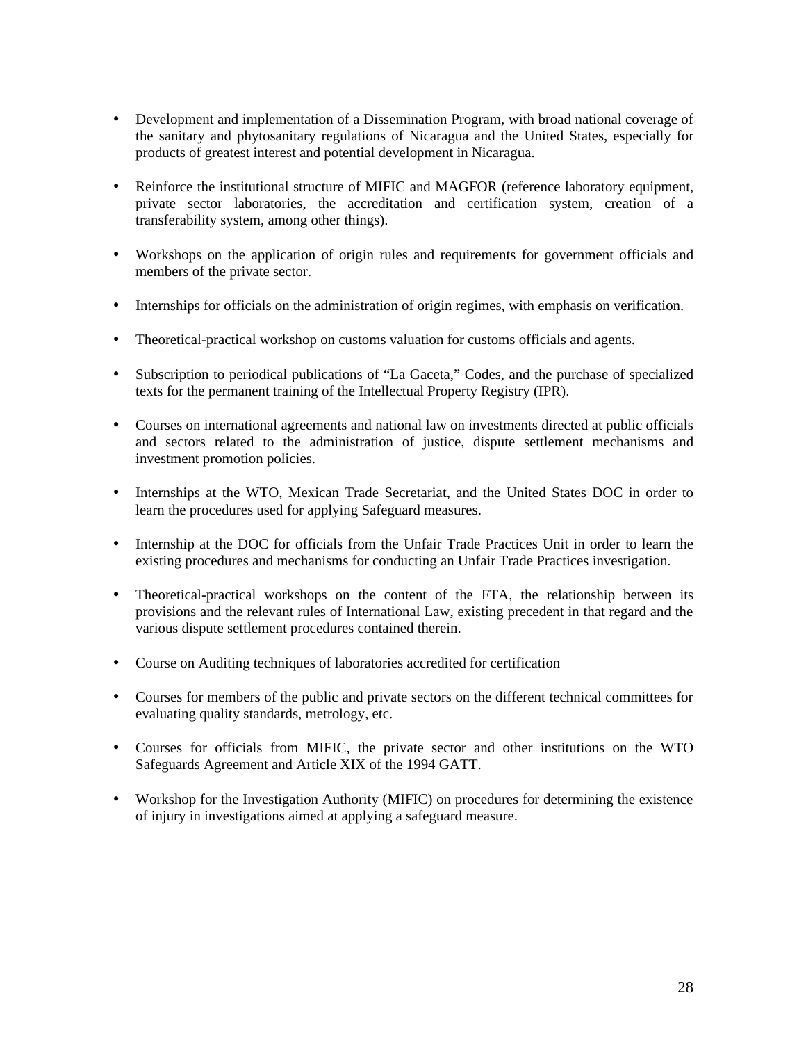- Development and implementation of a Dissemination Program, with broad national coverage of the sanitary and phytosanitary regulations of Nicaragua and the United States, especially for products of greatest interest and potential development in Nicaragua.

- Reinforce the institutional structure of MIFIC and MAGFOR (reference laboratory equipment, private sector laboratories, the accreditation and certification system, creation of a transferability system, among other things).

- Workshops on the application of origin rules and requirements for government officials and members of the private sector.

- Internships for officials on the administration of origin regimes, with emphasis on verification.

- Theoretical-practical workshop on customs valuation for customs officials and agents.

- Subscription to periodical publications of "La Gaceta," Codes, and the purchase of specialized texts for the permanent training of the Intellectual Property Registry (IPR).

- Courses on international agreements and national law on investments directed at public officials and sectors related to the administration of justice, dispute settlement mechanisms and investment promotion policies.

- Internships at the WTO, Mexican Trade Secretariat, and the United States DOC in order to learn the procedures used for applying Safeguard measures.

- Internship at the DOC for officials from the Unfair Trade Practices Unit in order to learn the existing procedures and mechanisms for conducting an Unfair Trade Practices investigation.

- Theoretical-practical workshops on the content of the FTA, the relationship between its provisions and the relevant rules of International Law, existing precedent in that regard and the various dispute settlement procedures contained therein.

- Course on Auditing techniques of laboratories accredited for certification

- Courses for members of the public and private sectors on the different technical committees for evaluating quality standards, metrology, etc.

- Courses for officials from MIFIC, the private sector and other institutions on the WTO Safeguards Agreement and Article XIX of the 1994 GATT.

- Workshop for the Investigation Authority (MIFIC) on procedures for determining the existence of injury in investigations aimed at applying a safeguard measure.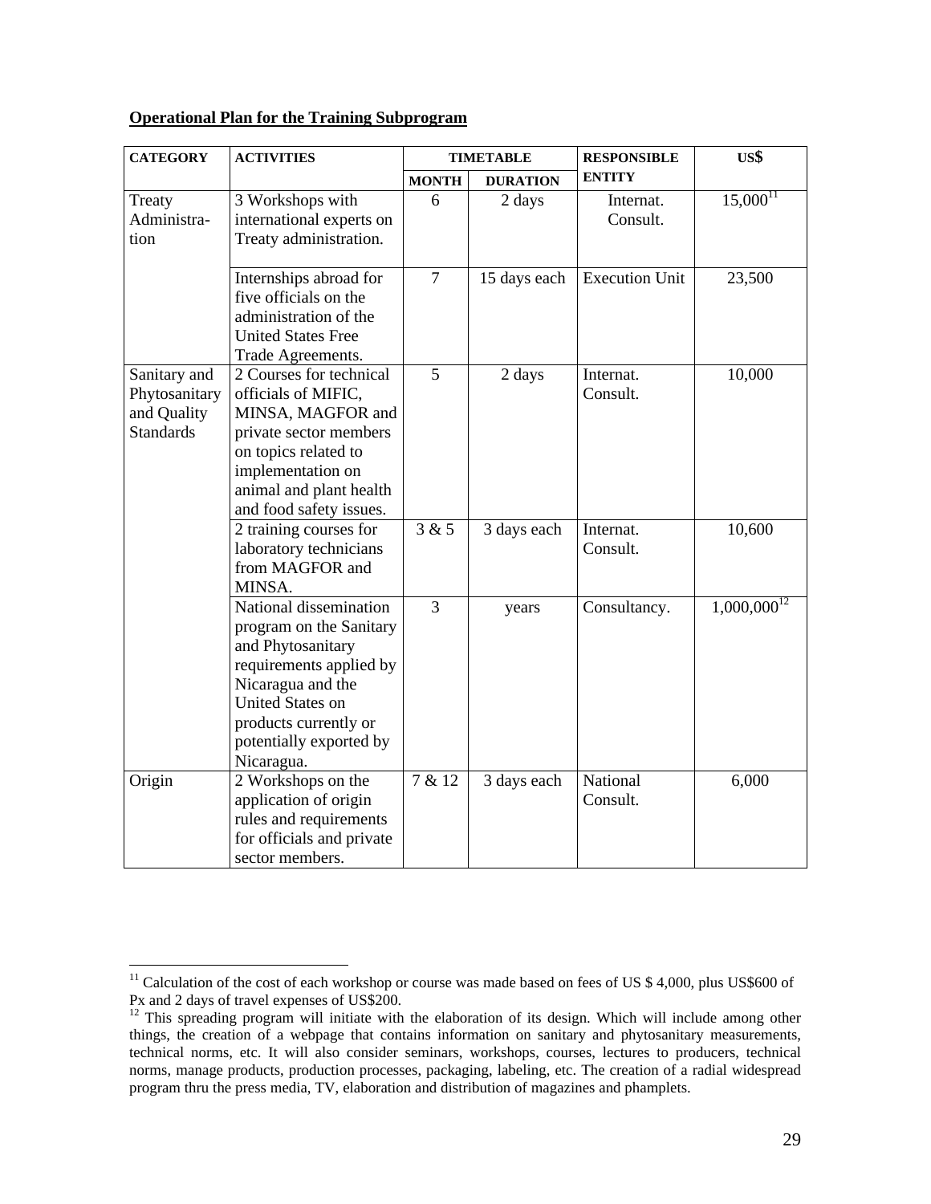**Operational Plan for the Training Subprogram**

| CATEGORY | ACTIVITIES | TIMETABLE | | RESPONSIBLE ENTITY | US$ |
|---|---|---|---|---|---|
| | | MONTH | DURATION | | |
| Treaty Administration | 3 Workshops with international experts on Treaty administration. | 6 | 2 days | Internat. Consult. | 15,000[11] |
| | Internships abroad for five officials on the administration of the United States Free Trade Agreements. | 7 | 15 days each | Execution Unit | 23,500 |
| Sanitary and Phytosanitary and Quality Standards | 2 Courses for technical officials of MIFIC, MINSA, MAGFOR and private sector members on topics related to implementation on animal and plant health and food safety issues. | 5 | 2 days | Internat. Consult. | 10,000 |
| | 2 training courses for laboratory technicians from MAGFOR and MINSA. | 3 & 5 | 3 days each | Internat. Consult. | 10,600 |
| | National dissemination program on the Sanitary and Phytosanitary requirements applied by Nicaragua and the United States on products currently or potentially exported by Nicaragua. | 3 | years | Consultancy. | 1,000,000[12] |
| Origin | 2 Workshops on the application of origin rules and requirements for officials and private sector members. | 7 & 12 | 3 days each | National Consult. | 6,000 |

[11] Calculation of the cost of each workshop or course was made based on fees of US $ 4,000, plus US$600 of Px and 2 days of travel expenses of US$200.

[12] This spreading program will initiate with the elaboration of its design. Which will include among other things, the creation of a webpage that contains information on sanitary and phytosanitary measurements, technical norms, etc. It will also consider seminars, workshops, courses, lectures to producers, technical norms, manage products, production processes, packaging, labeling, etc. The creation of a radial widespread program thru the press media, TV, elaboration and distribution of magazines and phamplets.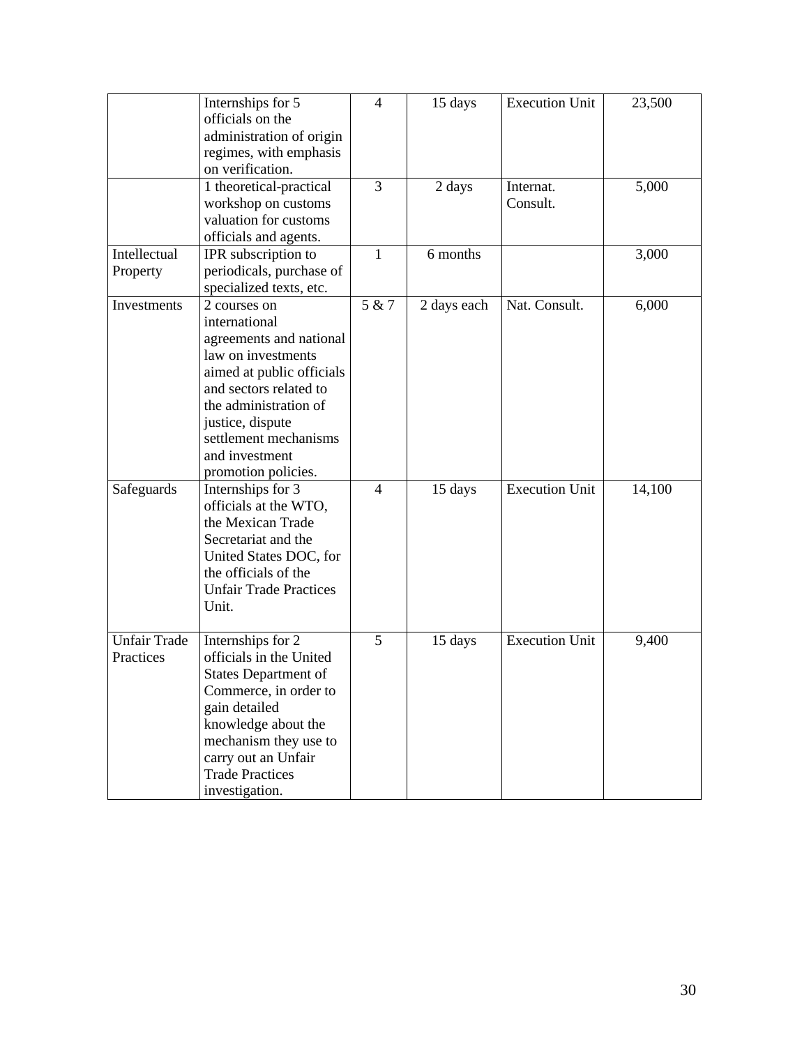| | | | | | |
|---|---|---|---|---|---|
| | Internships for 5 officials on the administration of origin regimes, with emphasis on verification. | 4 | 15 days | Execution Unit | 23,500 |
| | 1 theoretical-practical workshop on customs valuation for customs officials and agents. | 3 | 2 days | Internat. Consult. | 5,000 |
| Intellectual Property | IPR subscription to periodicals, purchase of specialized texts, etc. | 1 | 6 months | | 3,000 |
| Investments | 2 courses on international agreements and national law on investments aimed at public officials and sectors related to the administration of justice, dispute settlement mechanisms and investment promotion policies. | 5 & 7 | 2 days each | Nat. Consult. | 6,000 |
| Safeguards | Internships for 3 officials at the WTO, the Mexican Trade Secretariat and the United States DOC, for the officials of the Unfair Trade Practices Unit. | 4 | 15 days | Execution Unit | 14,100 |
| Unfair Trade Practices | Internships for 2 officials in the United States Department of Commerce, in order to gain detailed knowledge about the mechanism they use to carry out an Unfair Trade Practices investigation. | 5 | 15 days | Execution Unit | 9,400 |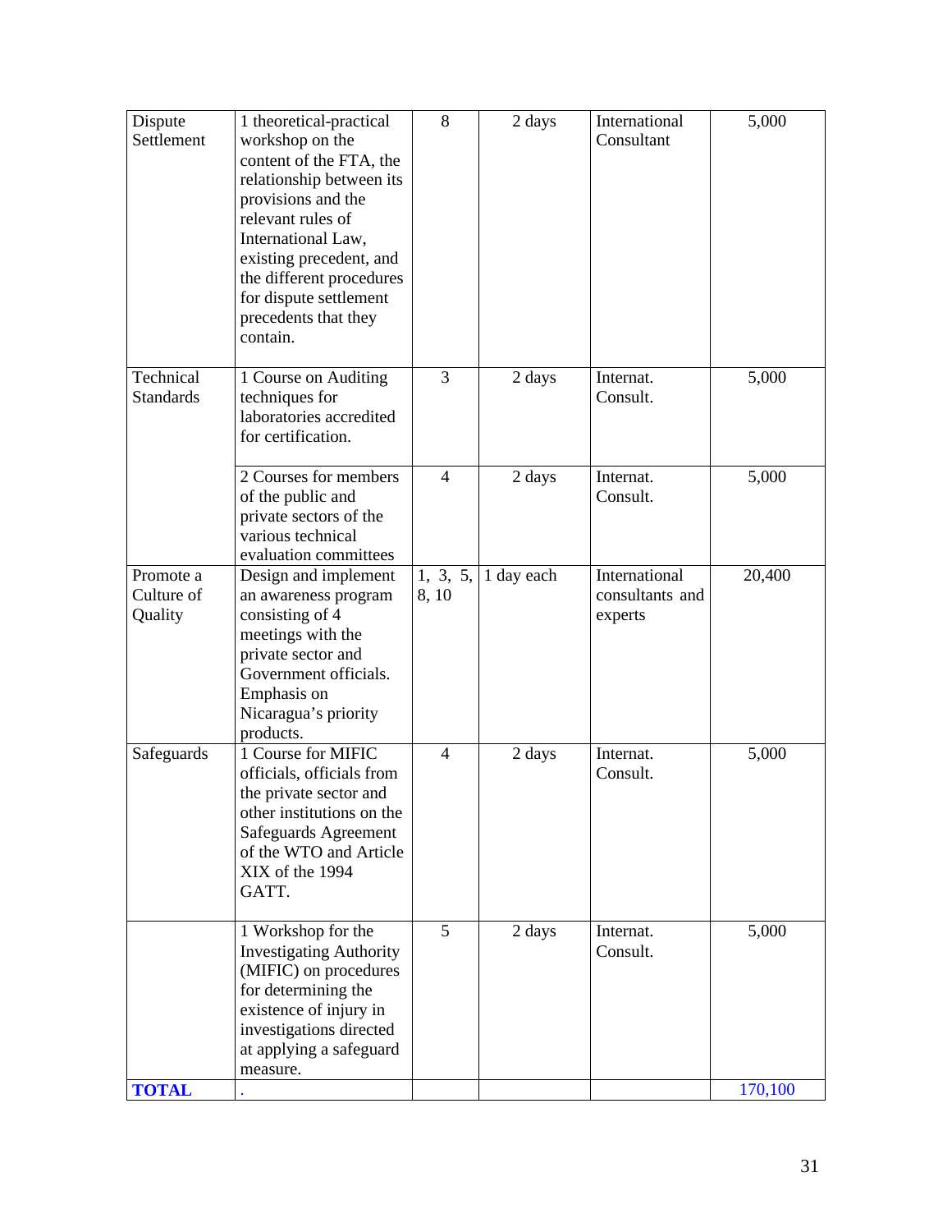| Dispute Settlement | 1 theoretical-practical workshop on the content of the FTA, the relationship between its provisions and the relevant rules of International Law, existing precedent, and the different procedures for dispute settlement precedents that they contain. | 8 | 2 days | International Consultant | 5,000 |
|---|---|---|---|---|---|
| Technical Standards | 1 Course on Auditing techniques for laboratories accredited for certification. | 3 | 2 days | Internat. Consult. | 5,000 |
| | 2 Courses for members of the public and private sectors of the various technical evaluation committees | 4 | 2 days | Internat. Consult. | 5,000 |
| Promote a Culture of Quality | Design and implement an awareness program consisting of 4 meetings with the private sector and Government officials. Emphasis on Nicaragua's priority products. | 1, 3, 5, 8, 10 | 1 day each | International consultants and experts | 20,400 |
| Safeguards | 1 Course for MIFIC officials, officials from the private sector and other institutions on the Safeguards Agreement of the WTO and Article XIX of the 1994 GATT. | 4 | 2 days | Internat. Consult. | 5,000 |
| | 1 Workshop for the Investigating Authority (MIFIC) on procedures for determining the existence of injury in investigations directed at applying a safeguard measure. | 5 | 2 days | Internat. Consult. | 5,000 |
| **TOTAL** | . | | | | 170,100 |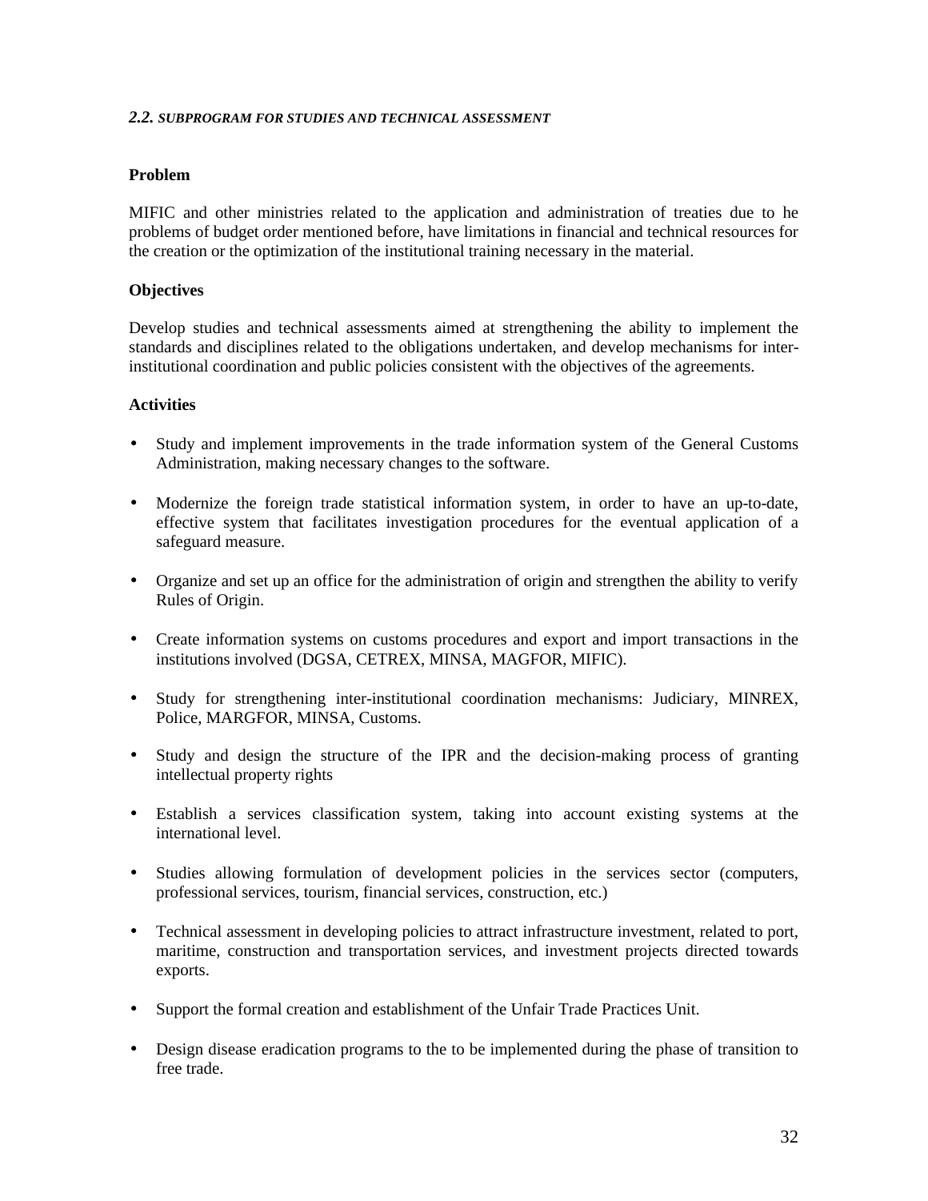### *2.2. SUBPROGRAM FOR STUDIES AND TECHNICAL ASSESSMENT*

**Problem**

MIFIC and other ministries related to the application and administration of treaties due to he problems of budget order mentioned before, have limitations in financial and technical resources for the creation or the optimization of the institutional training necessary in the material.

**Objectives**

Develop studies and technical assessments aimed at strengthening the ability to implement the standards and disciplines related to the obligations undertaken, and develop mechanisms for inter-institutional coordination and public policies consistent with the objectives of the agreements.

**Activities**

- Study and implement improvements in the trade information system of the General Customs Administration, making necessary changes to the software.
- Modernize the foreign trade statistical information system, in order to have an up-to-date, effective system that facilitates investigation procedures for the eventual application of a safeguard measure.
- Organize and set up an office for the administration of origin and strengthen the ability to verify Rules of Origin.
- Create information systems on customs procedures and export and import transactions in the institutions involved (DGSA, CETREX, MINSA, MAGFOR, MIFIC).
- Study for strengthening inter-institutional coordination mechanisms: Judiciary, MINREX, Police, MARGFOR, MINSA, Customs.
- Study and design the structure of the IPR and the decision-making process of granting intellectual property rights
- Establish a services classification system, taking into account existing systems at the international level.
- Studies allowing formulation of development policies in the services sector (computers, professional services, tourism, financial services, construction, etc.)
- Technical assessment in developing policies to attract infrastructure investment, related to port, maritime, construction and transportation services, and investment projects directed towards exports.
- Support the formal creation and establishment of the Unfair Trade Practices Unit.
- Design disease eradication programs to the to be implemented during the phase of transition to free trade.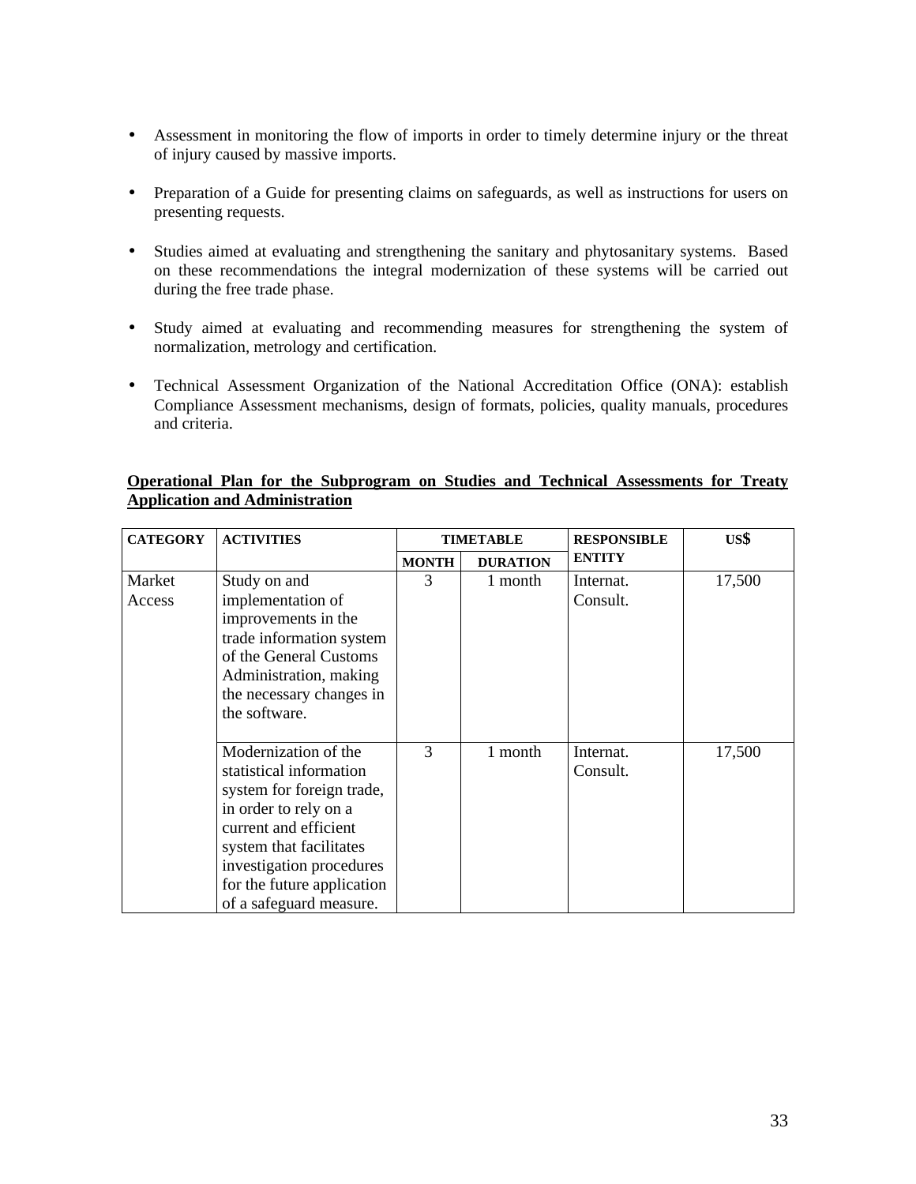- Assessment in monitoring the flow of imports in order to timely determine injury or the threat of injury caused by massive imports.

- Preparation of a Guide for presenting claims on safeguards, as well as instructions for users on presenting requests.

- Studies aimed at evaluating and strengthening the sanitary and phytosanitary systems. Based on these recommendations the integral modernization of these systems will be carried out during the free trade phase.

- Study aimed at evaluating and recommending measures for strengthening the system of normalization, metrology and certification.

- Technical Assessment Organization of the National Accreditation Office (ONA): establish Compliance Assessment mechanisms, design of formats, policies, quality manuals, procedures and criteria.

**Operational Plan for the Subprogram on Studies and Technical Assessments for Treaty Application and Administration**

| CATEGORY | ACTIVITIES | TIMETABLE | | RESPONSIBLE ENTITY | US$ |
|---|---|---|---|---|---|
| | | MONTH | DURATION | | |
| Market Access | Study on and implementation of improvements in the trade information system of the General Customs Administration, making the necessary changes in the software. | 3 | 1 month | Internat. Consult. | 17,500 |
| | Modernization of the statistical information system for foreign trade, in order to rely on a current and efficient system that facilitates investigation procedures for the future application of a safeguard measure. | 3 | 1 month | Internat. Consult. | 17,500 |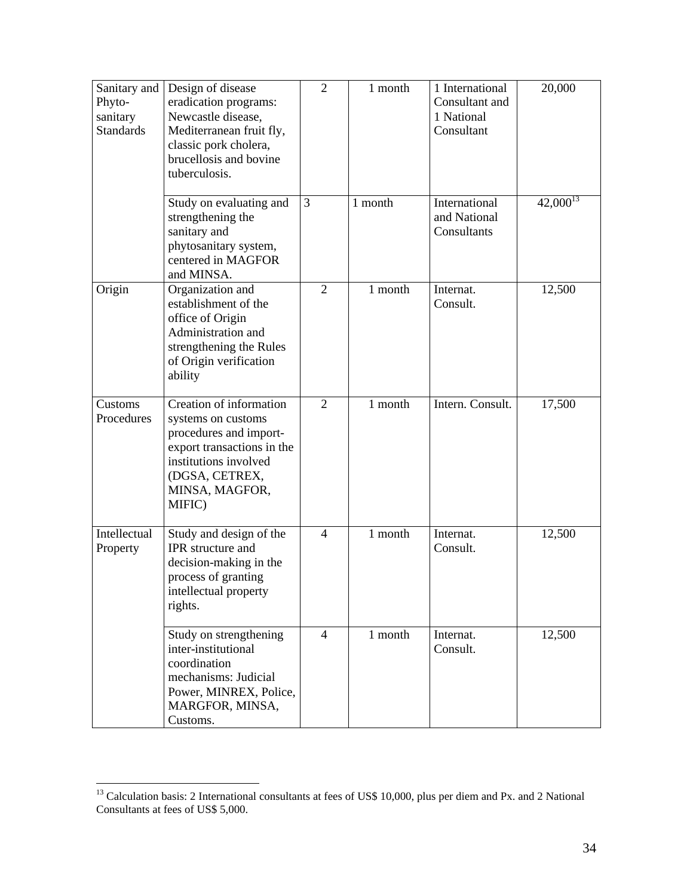| | | | | | |
|---|---|---|---|---|---|
| Sanitary and Phyto-sanitary Standards | Design of disease eradication programs: Newcastle disease, Mediterranean fruit fly, classic pork cholera, brucellosis and bovine tuberculosis. | 2 | 1 month | 1 International Consultant and 1 National Consultant | 20,000 |
| | Study on evaluating and strengthening the sanitary and phytosanitary system, centered in MAGFOR and MINSA. | 3 | 1 month | International and National Consultants | 42,000[13] |
| Origin | Organization and establishment of the office of Origin Administration and strengthening the Rules of Origin verification ability | 2 | 1 month | Internat. Consult. | 12,500 |
| Customs Procedures | Creation of information systems on customs procedures and import-export transactions in the institutions involved (DGSA, CETREX, MINSA, MAGFOR, MIFIC) | 2 | 1 month | Intern. Consult. | 17,500 |
| Intellectual Property | Study and design of the IPR structure and decision-making in the process of granting intellectual property rights. | 4 | 1 month | Internat. Consult. | 12,500 |
| | Study on strengthening inter-institutional coordination mechanisms: Judicial Power, MINREX, Police, MARGFOR, MINSA, Customs. | 4 | 1 month | Internat. Consult. | 12,500 |

[13] Calculation basis: 2 International consultants at fees of US$ 10,000, plus per diem and Px. and 2 National Consultants at fees of US$ 5,000.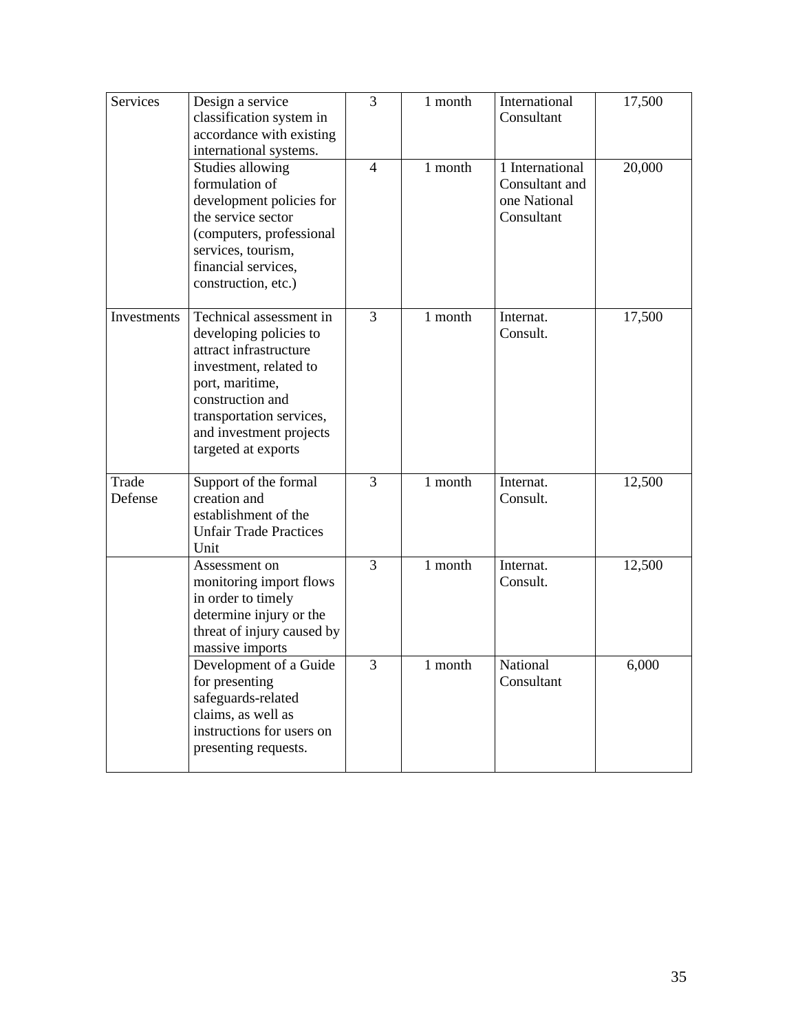| Services | Design a service classification system in accordance with existing international systems. | 3 | 1 month | International Consultant | 17,500 |
|---|---|---|---|---|---|
| | Studies allowing formulation of development policies for the service sector (computers, professional services, tourism, financial services, construction, etc.) | 4 | 1 month | 1 International Consultant and one National Consultant | 20,000 |
| Investments | Technical assessment in developing policies to attract infrastructure investment, related to port, maritime, construction and transportation services, and investment projects targeted at exports | 3 | 1 month | Internat. Consult. | 17,500 |
| Trade Defense | Support of the formal creation and establishment of the Unfair Trade Practices Unit | 3 | 1 month | Internat. Consult. | 12,500 |
| | Assessment on monitoring import flows in order to timely determine injury or the threat of injury caused by massive imports | 3 | 1 month | Internat. Consult. | 12,500 |
| | Development of a Guide for presenting safeguards-related claims, as well as instructions for users on presenting requests. | 3 | 1 month | National Consultant | 6,000 |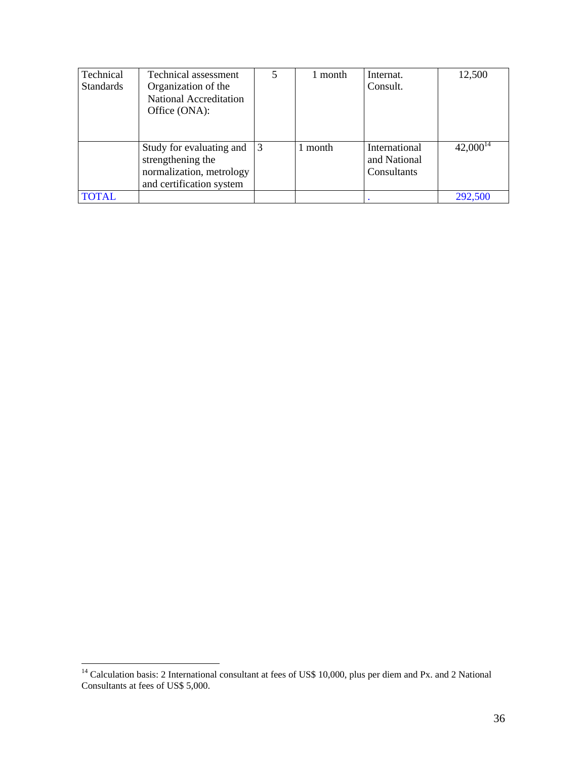| | | | | | |
|---|---|---|---|---|---|
| Technical Standards | Technical assessment Organization of the National Accreditation Office (ONA): | 5 | 1 month | Internat. Consult. | 12,500 |
| | Study for evaluating and strengthening the normalization, metrology and certification system | 3 | 1 month | International and National Consultants | 42,000[14] |
| TOTAL | | | | . | 292,500 |

[14] Calculation basis: 2 International consultant at fees of US$ 10,000, plus per diem and Px. and 2 National Consultants at fees of US$ 5,000.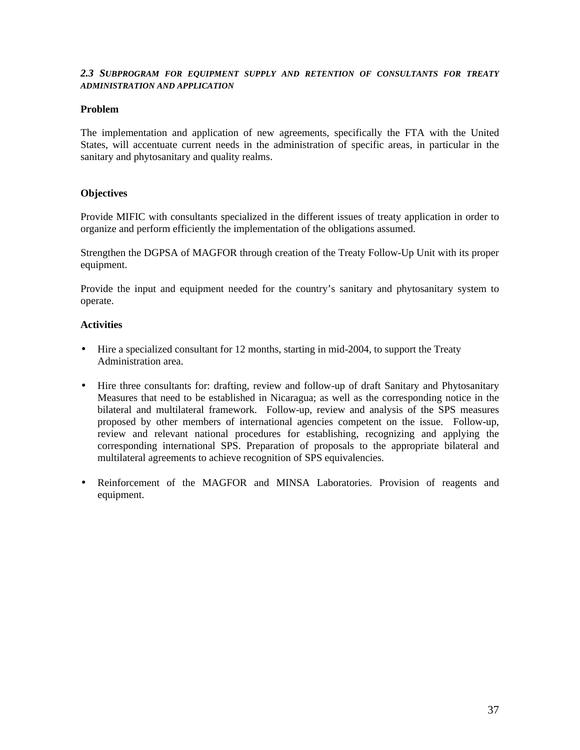### *2.3 SUBPROGRAM FOR EQUIPMENT SUPPLY AND RETENTION OF CONSULTANTS FOR TREATY ADMINISTRATION AND APPLICATION*

**Problem**

The implementation and application of new agreements, specifically the FTA with the United States, will accentuate current needs in the administration of specific areas, in particular in the sanitary and phytosanitary and quality realms.

**Objectives**

Provide MIFIC with consultants specialized in the different issues of treaty application in order to organize and perform efficiently the implementation of the obligations assumed.

Strengthen the DGPSA of MAGFOR through creation of the Treaty Follow-Up Unit with its proper equipment.

Provide the input and equipment needed for the country's sanitary and phytosanitary system to operate.

**Activities**

- Hire a specialized consultant for 12 months, starting in mid-2004, to support the Treaty Administration area.

- Hire three consultants for: drafting, review and follow-up of draft Sanitary and Phytosanitary Measures that need to be established in Nicaragua; as well as the corresponding notice in the bilateral and multilateral framework. Follow-up, review and analysis of the SPS measures proposed by other members of international agencies competent on the issue. Follow-up, review and relevant national procedures for establishing, recognizing and applying the corresponding international SPS. Preparation of proposals to the appropriate bilateral and multilateral agreements to achieve recognition of SPS equivalencies.

- Reinforcement of the MAGFOR and MINSA Laboratories. Provision of reagents and equipment.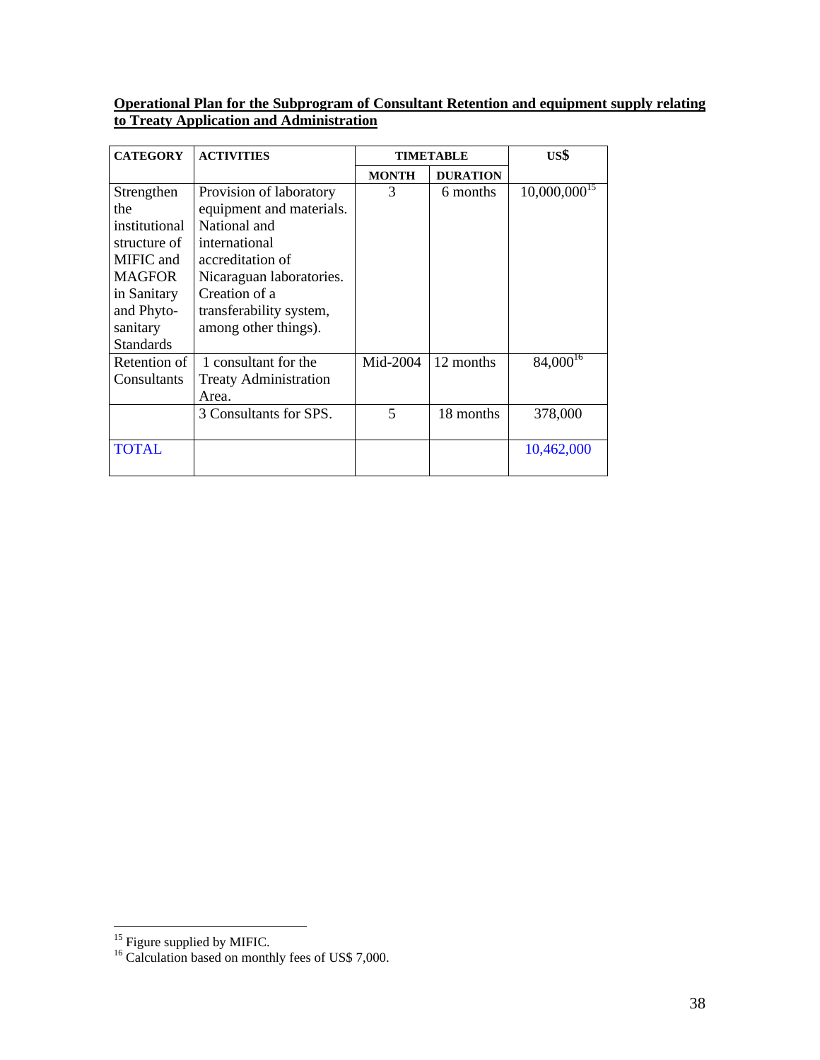**Operational Plan for the Subprogram of Consultant Retention and equipment supply relating to Treaty Application and Administration**

| CATEGORY | ACTIVITIES | TIMETABLE | | US$ |
|---|---|---|---|---|
| | | MONTH | DURATION | |
| Strengthen the institutional structure of MIFIC and MAGFOR in Sanitary and Phyto-sanitary Standards | Provision of laboratory equipment and materials. National and international accreditation of Nicaraguan laboratories. Creation of a transferability system, among other things). | 3 | 6 months | 10,000,000[15] |
| Retention of Consultants | 1 consultant for the Treaty Administration Area. | Mid-2004 | 12 months | 84,000[16] |
| | 3 Consultants for SPS. | 5 | 18 months | 378,000 |
| TOTAL | | | | 10,462,000 |

[15] Figure supplied by MIFIC.

[16] Calculation based on monthly fees of US$ 7,000.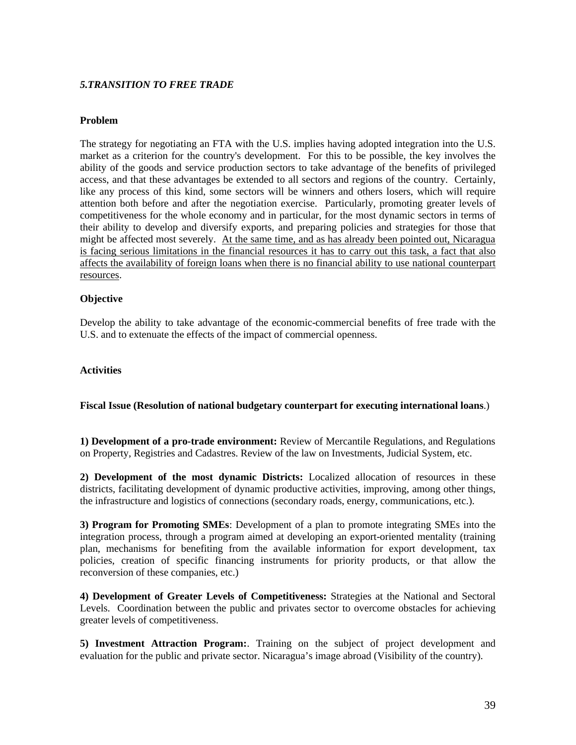## *5.TRANSITION TO FREE TRADE*

**Problem**

The strategy for negotiating an FTA with the U.S. implies having adopted integration into the U.S. market as a criterion for the country's development. For this to be possible, the key involves the ability of the goods and service production sectors to take advantage of the benefits of privileged access, and that these advantages be extended to all sectors and regions of the country. Certainly, like any process of this kind, some sectors will be winners and others losers, which will require attention both before and after the negotiation exercise. Particularly, promoting greater levels of competitiveness for the whole economy and in particular, for the most dynamic sectors in terms of their ability to develop and diversify exports, and preparing policies and strategies for those that might be affected most severely. <u>At the same time, and as has already been pointed out, Nicaragua is facing serious limitations in the financial resources it has to carry out this task, a fact that also affects the availability of foreign loans when there is no financial ability to use national counterpart resources</u>.

**Objective**

Develop the ability to take advantage of the economic-commercial benefits of free trade with the U.S. and to extenuate the effects of the impact of commercial openness.

**Activities**

**Fiscal Issue (Resolution of national budgetary counterpart for executing international loans**.)

**1) Development of a pro-trade environment:** Review of Mercantile Regulations, and Regulations on Property, Registries and Cadastres. Review of the law on Investments, Judicial System, etc.

**2) Development of the most dynamic Districts:** Localized allocation of resources in these districts, facilitating development of dynamic productive activities, improving, among other things, the infrastructure and logistics of connections (secondary roads, energy, communications, etc.).

**3) Program for Promoting SMEs**: Development of a plan to promote integrating SMEs into the integration process, through a program aimed at developing an export-oriented mentality (training plan, mechanisms for benefiting from the available information for export development, tax policies, creation of specific financing instruments for priority products, or that allow the reconversion of these companies, etc.)

**4) Development of Greater Levels of Competitiveness:** Strategies at the National and Sectoral Levels. Coordination between the public and privates sector to overcome obstacles for achieving greater levels of competitiveness.

**5) Investment Attraction Program:**. Training on the subject of project development and evaluation for the public and private sector. Nicaragua's image abroad (Visibility of the country).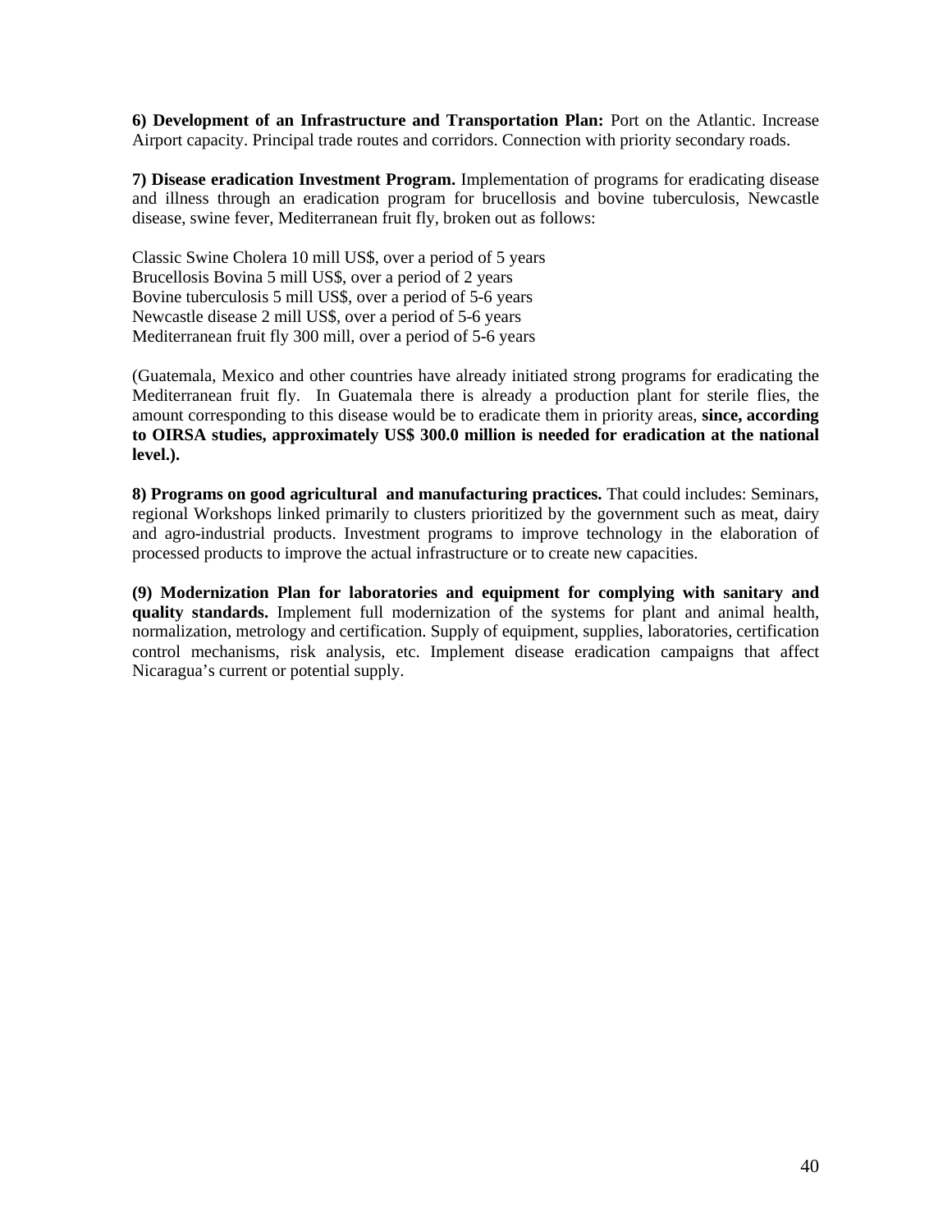**6) Development of an Infrastructure and Transportation Plan:** Port on the Atlantic. Increase Airport capacity. Principal trade routes and corridors. Connection with priority secondary roads.

**7) Disease eradication Investment Program.** Implementation of programs for eradicating disease and illness through an eradication program for brucellosis and bovine tuberculosis, Newcastle disease, swine fever, Mediterranean fruit fly, broken out as follows:

Classic Swine Cholera 10 mill US$, over a period of 5 years
Brucellosis Bovina 5 mill US$, over a period of 2 years
Bovine tuberculosis 5 mill US$, over a period of 5-6 years
Newcastle disease 2 mill US$, over a period of 5-6 years
Mediterranean fruit fly 300 mill, over a period of 5-6 years

(Guatemala, Mexico and other countries have already initiated strong programs for eradicating the Mediterranean fruit fly. In Guatemala there is already a production plant for sterile flies, the amount corresponding to this disease would be to eradicate them in priority areas, **since, according to OIRSA studies, approximately US$ 300.0 million is needed for eradication at the national level.).**

**8) Programs on good agricultural and manufacturing practices.** That could includes: Seminars, regional Workshops linked primarily to clusters prioritized by the government such as meat, dairy and agro-industrial products. Investment programs to improve technology in the elaboration of processed products to improve the actual infrastructure or to create new capacities.

**(9) Modernization Plan for laboratories and equipment for complying with sanitary and quality standards.** Implement full modernization of the systems for plant and animal health, normalization, metrology and certification. Supply of equipment, supplies, laboratories, certification control mechanisms, risk analysis, etc. Implement disease eradication campaigns that affect Nicaragua's current or potential supply.